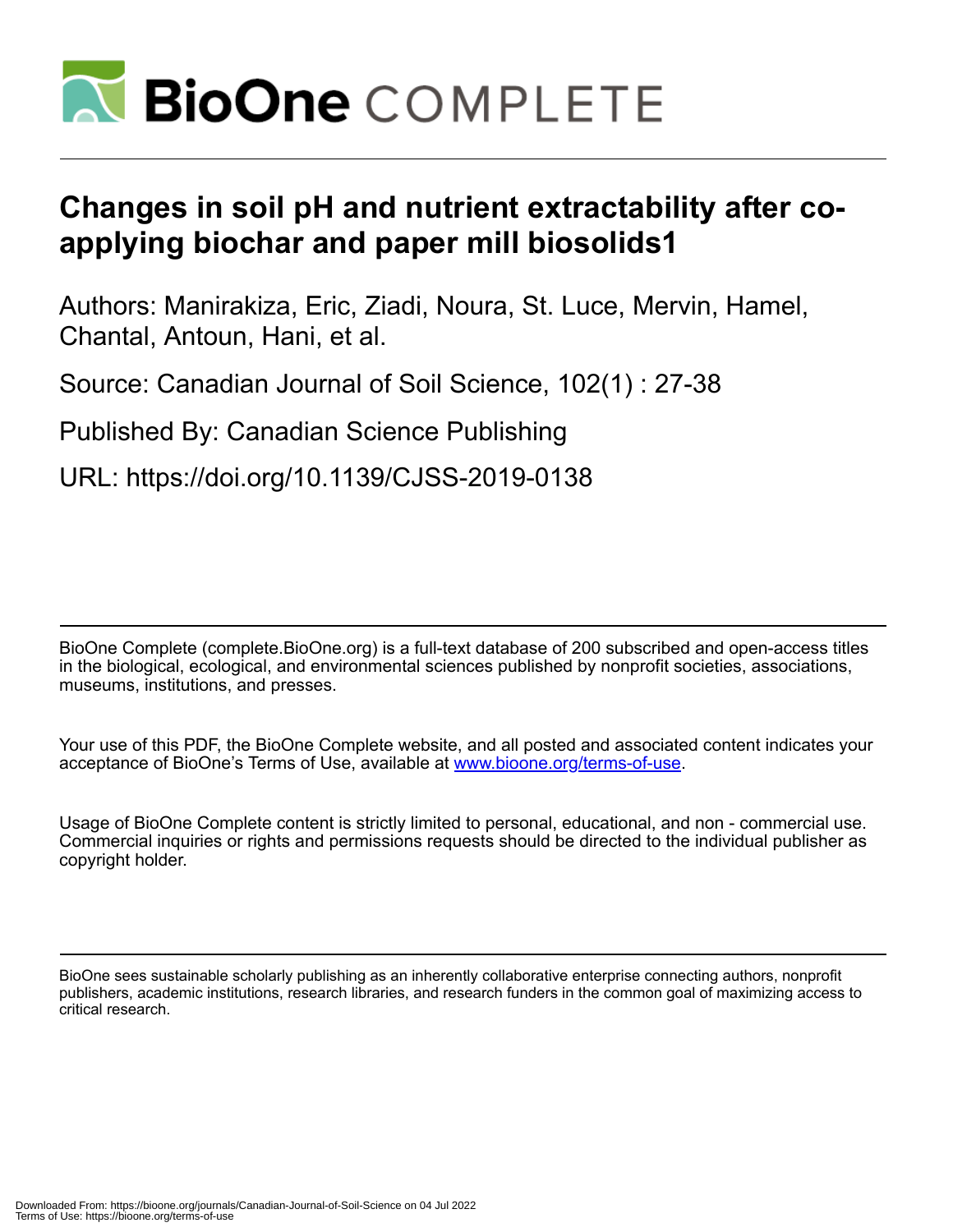# Changes in soil pH and nutrient extractability after co-applying biochar and paper mill biosolids1

Authors: Manirakiza, Eric, Ziadi, Noura, St. Luce, Mervin, Hamel, Chantal, Antoun, Hani, et al.

Source: Canadian Journal of Soil Science, 102(1) : 27-38

Published By: Canadian Science Publishing

URL: https://doi.org/10.1139/CJSS-2019-0138

BioOne Complete (complete.BioOne.org) is a full-text database of 200 subscribed and open-access titles in the biological, ecological, and environmental sciences published by nonprofit societies, associations, museums, institutions, and presses.

Your use of this PDF, the BioOne Complete website, and all posted and associated content indicates your acceptance of BioOne's Terms of Use, available at www.bioone.org/terms-of-use.

Usage of BioOne Complete content is strictly limited to personal, educational, and non - commercial use. Commercial inquiries or rights and permissions requests should be directed to the individual publisher as copyright holder.

BioOne sees sustainable scholarly publishing as an inherently collaborative enterprise connecting authors, nonprofit publishers, academic institutions, research libraries, and research funders in the common goal of maximizing access to critical research.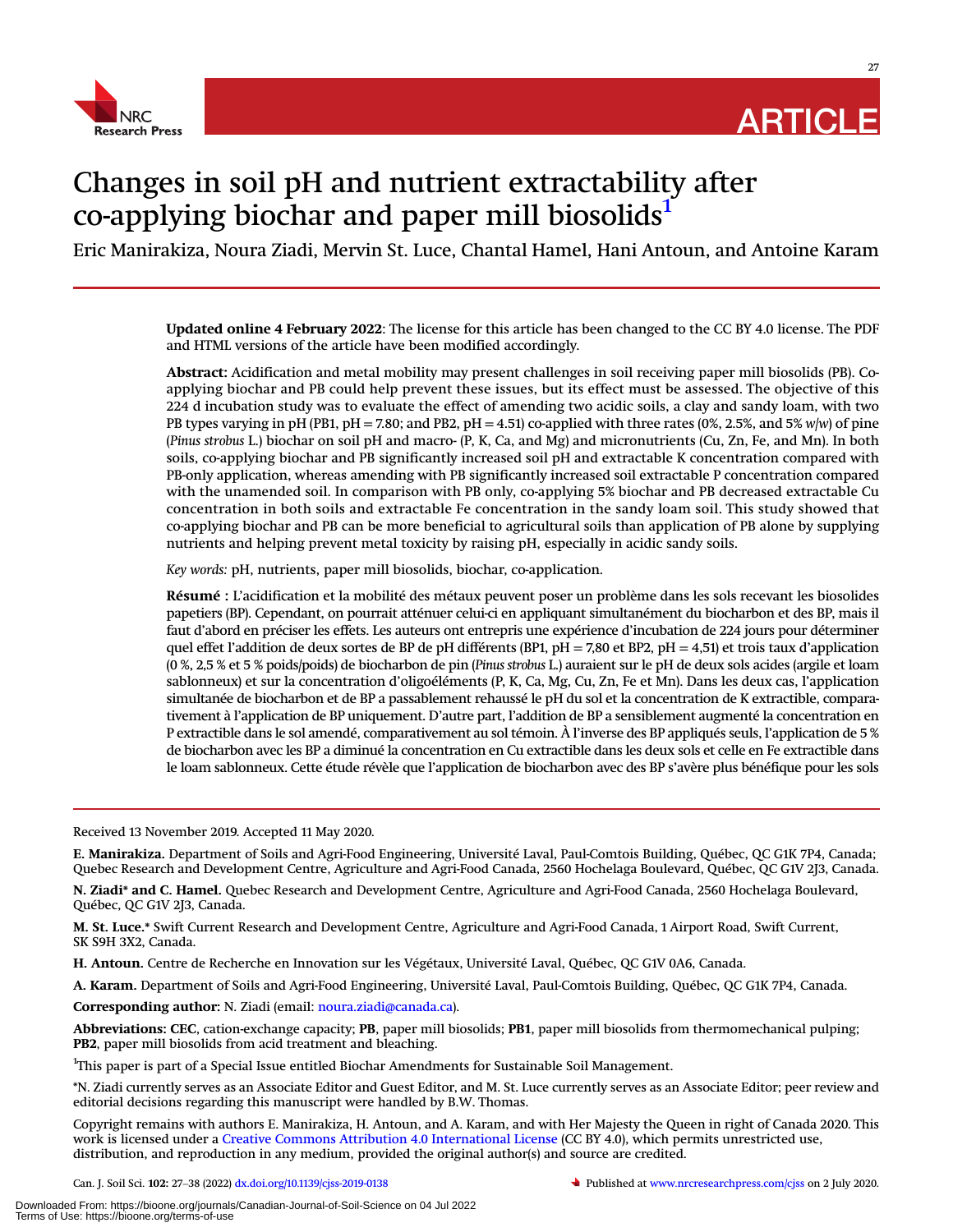# Changes in soil pH and nutrient extractability after co-applying biochar and paper mill biosolids[1]

Eric Manirakiza, Noura Ziadi, Mervin St. Luce, Chantal Hamel, Hani Antoun, and Antoine Karam

**Updated online 4 February 2022**: The license for this article has been changed to the CC BY 4.0 license. The PDF and HTML versions of the article have been modified accordingly.

**Abstract:** Acidification and metal mobility may present challenges in soil receiving paper mill biosolids (PB). Co-applying biochar and PB could help prevent these issues, but its effect must be assessed. The objective of this 224 d incubation study was to evaluate the effect of amending two acidic soils, a clay and sandy loam, with two PB types varying in pH (PB1, pH = 7.80; and PB2, pH = 4.51) co-applied with three rates (0%, 2.5%, and 5% *w/w*) of pine (*Pinus strobus* L.) biochar on soil pH and macro- (P, K, Ca, and Mg) and micronutrients (Cu, Zn, Fe, and Mn). In both soils, co-applying biochar and PB significantly increased soil pH and extractable K concentration compared with PB-only application, whereas amending with PB significantly increased soil extractable P concentration compared with the unamended soil. In comparison with PB only, co-applying 5% biochar and PB decreased extractable Cu concentration in both soils and extractable Fe concentration in the sandy loam soil. This study showed that co-applying biochar and PB can be more beneficial to agricultural soils than application of PB alone by supplying nutrients and helping prevent metal toxicity by raising pH, especially in acidic sandy soils.

*Key words:* pH, nutrients, paper mill biosolids, biochar, co-application.

**Résumé :** L'acidification et la mobilité des métaux peuvent poser un problème dans les sols recevant les biosolides papetiers (BP). Cependant, on pourrait atténuer celui-ci en appliquant simultanément du biocharbon et des BP, mais il faut d'abord en préciser les effets. Les auteurs ont entrepris une expérience d'incubation de 224 jours pour déterminer quel effet l'addition de deux sortes de BP de pH différents (BP1, pH = 7,80 et BP2, pH = 4,51) et trois taux d'application (0 %, 2,5 % et 5 % poids/poids) de biocharbon de pin (*Pinus strobus* L.) auraient sur le pH de deux sols acides (argile et loam sablonneux) et sur la concentration d'oligoéléments (P, K, Ca, Mg, Cu, Zn, Fe et Mn). Dans les deux cas, l'application simultanée de biocharbon et de BP a passablement rehaussé le pH du sol et la concentration de K extractible, comparativement à l'application de BP uniquement. D'autre part, l'addition de BP a sensiblement augmenté la concentration en P extractible dans le sol amendé, comparativement au sol témoin. À l'inverse des BP appliqués seuls, l'application de 5 % de biocharbon avec les BP a diminué la concentration en Cu extractible dans les deux sols et celle en Fe extractible dans le loam sablonneux. Cette étude révèle que l'application de biocharbon avec des BP s'avère plus bénéfique pour les sols

---

Received 13 November 2019. Accepted 11 May 2020.

**E. Manirakiza.** Department of Soils and Agri-Food Engineering, Université Laval, Paul-Comtois Building, Québec, QC G1K 7P4, Canada; Quebec Research and Development Centre, Agriculture and Agri-Food Canada, 2560 Hochelaga Boulevard, Québec, QC G1V 2J3, Canada.

**N. Ziadi\* and C. Hamel.** Quebec Research and Development Centre, Agriculture and Agri-Food Canada, 2560 Hochelaga Boulevard, Québec, QC G1V 2J3, Canada.

**M. St. Luce.\*** Swift Current Research and Development Centre, Agriculture and Agri-Food Canada, 1 Airport Road, Swift Current, SK S9H 3X2, Canada.

**H. Antoun.** Centre de Recherche en Innovation sur les Végétaux, Université Laval, Québec, QC G1V 0A6, Canada.

**A. Karam.** Department of Soils and Agri-Food Engineering, Université Laval, Paul-Comtois Building, Québec, QC G1K 7P4, Canada.

**Corresponding author:** N. Ziadi (email: noura.ziadi@canada.ca).

**Abbreviations: CEC**, cation-exchange capacity; **PB**, paper mill biosolids; **PB1**, paper mill biosolids from thermomechanical pulping; **PB2**, paper mill biosolids from acid treatment and bleaching.

[1]This paper is part of a Special Issue entitled Biochar Amendments for Sustainable Soil Management.

\*N. Ziadi currently serves as an Associate Editor and Guest Editor, and M. St. Luce currently serves as an Associate Editor; peer review and editorial decisions regarding this manuscript were handled by B.W. Thomas.

Copyright remains with authors E. Manirakiza, H. Antoun, and A. Karam, and with Her Majesty the Queen in right of Canada 2020. This work is licensed under a Creative Commons Attribution 4.0 International License (CC BY 4.0), which permits unrestricted use, distribution, and reproduction in any medium, provided the original author(s) and source are credited.

Published at www.nrcresearchpress.com/cjss on 2 July 2020.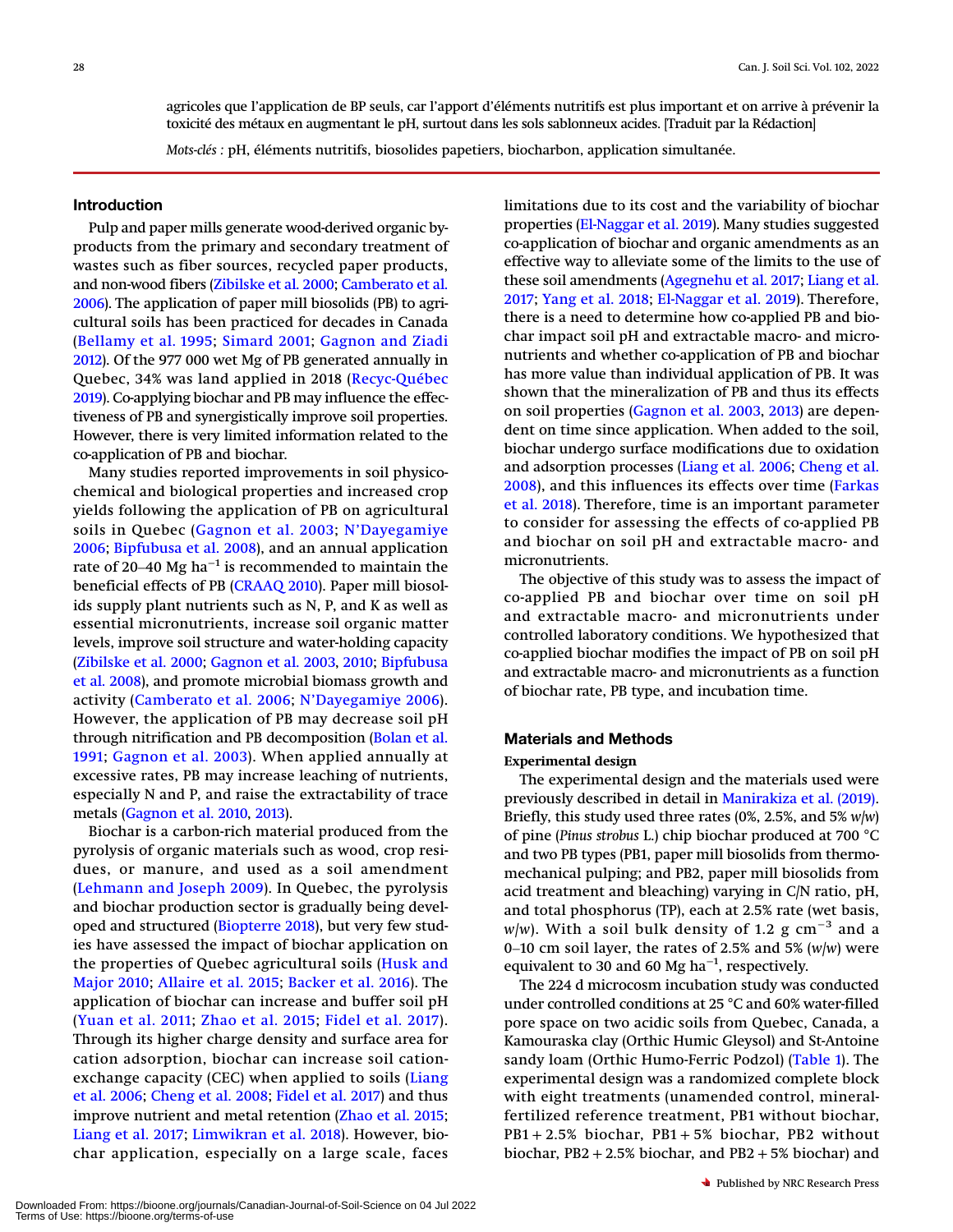agricoles que l'application de BP seuls, car l'apport d'éléments nutritifs est plus important et on arrive à prévenir la toxicité des métaux en augmentant le pH, surtout dans les sols sablonneux acides. [Traduit par la Rédaction]

*Mots-clés :* pH, éléments nutritifs, biosolides papetiers, biocharbon, application simultanée.

## Introduction

Pulp and paper mills generate wood-derived organic byproducts from the primary and secondary treatment of wastes such as fiber sources, recycled paper products, and non-wood fibers (Zibilske et al. 2000; Camberato et al. 2006). The application of paper mill biosolids (PB) to agricultural soils has been practiced for decades in Canada (Bellamy et al. 1995; Simard 2001; Gagnon and Ziadi 2012). Of the 977 000 wet Mg of PB generated annually in Quebec, 34% was land applied in 2018 (Recyc-Québec 2019). Co-applying biochar and PB may influence the effectiveness of PB and synergistically improve soil properties. However, there is very limited information related to the co-application of PB and biochar.

Many studies reported improvements in soil physicochemical and biological properties and increased crop yields following the application of PB on agricultural soils in Quebec (Gagnon et al. 2003; N'Dayegamiye 2006; Bipfubusa et al. 2008), and an annual application rate of 20–40 Mg ha$^{-1}$ is recommended to maintain the beneficial effects of PB (CRAAQ 2010). Paper mill biosolids supply plant nutrients such as N, P, and K as well as essential micronutrients, increase soil organic matter levels, improve soil structure and water-holding capacity (Zibilske et al. 2000; Gagnon et al. 2003, 2010; Bipfubusa et al. 2008), and promote microbial biomass growth and activity (Camberato et al. 2006; N'Dayegamiye 2006). However, the application of PB may decrease soil pH through nitrification and PB decomposition (Bolan et al. 1991; Gagnon et al. 2003). When applied annually at excessive rates, PB may increase leaching of nutrients, especially N and P, and raise the extractability of trace metals (Gagnon et al. 2010, 2013).

Biochar is a carbon-rich material produced from the pyrolysis of organic materials such as wood, crop residues, or manure, and used as a soil amendment (Lehmann and Joseph 2009). In Quebec, the pyrolysis and biochar production sector is gradually being developed and structured (Biopterre 2018), but very few studies have assessed the impact of biochar application on the properties of Quebec agricultural soils (Husk and Major 2010; Allaire et al. 2015; Backer et al. 2016). The application of biochar can increase and buffer soil pH (Yuan et al. 2011; Zhao et al. 2015; Fidel et al. 2017). Through its higher charge density and surface area for cation adsorption, biochar can increase soil cation-exchange capacity (CEC) when applied to soils (Liang et al. 2006; Cheng et al. 2008; Fidel et al. 2017) and thus improve nutrient and metal retention (Zhao et al. 2015; Liang et al. 2017; Limwikran et al. 2018). However, biochar application, especially on a large scale, faces limitations due to its cost and the variability of biochar properties (El-Naggar et al. 2019). Many studies suggested co-application of biochar and organic amendments as an effective way to alleviate some of the limits to the use of these soil amendments (Agegnehu et al. 2017; Liang et al. 2017; Yang et al. 2018; El-Naggar et al. 2019). Therefore, there is a need to determine how co-applied PB and biochar impact soil pH and extractable macro- and micronutrients and whether co-application of PB and biochar has more value than individual application of PB. It was shown that the mineralization of PB and thus its effects on soil properties (Gagnon et al. 2003, 2013) are dependent on time since application. When added to the soil, biochar undergo surface modifications due to oxidation and adsorption processes (Liang et al. 2006; Cheng et al. 2008), and this influences its effects over time (Farkas et al. 2018). Therefore, time is an important parameter to consider for assessing the effects of co-applied PB and biochar on soil pH and extractable macro- and micronutrients.

The objective of this study was to assess the impact of co-applied PB and biochar over time on soil pH and extractable macro- and micronutrients under controlled laboratory conditions. We hypothesized that co-applied biochar modifies the impact of PB on soil pH and extractable macro- and micronutrients as a function of biochar rate, PB type, and incubation time.

## Materials and Methods

### Experimental design

The experimental design and the materials used were previously described in detail in Manirakiza et al. (2019). Briefly, this study used three rates (0%, 2.5%, and 5% *w*/*w*) of pine (*Pinus strobus* L.) chip biochar produced at 700 °C and two PB types (PB1, paper mill biosolids from thermomechanical pulping; and PB2, paper mill biosolids from acid treatment and bleaching) varying in C/N ratio, pH, and total phosphorus (TP), each at 2.5% rate (wet basis, *w*/*w*). With a soil bulk density of 1.2 g cm$^{-3}$ and a 0–10 cm soil layer, the rates of 2.5% and 5% (*w*/*w*) were equivalent to 30 and 60 Mg ha$^{-1}$, respectively.

The 224 d microcosm incubation study was conducted under controlled conditions at 25 °C and 60% water-filled pore space on two acidic soils from Quebec, Canada, a Kamouraska clay (Orthic Humic Gleysol) and St-Antoine sandy loam (Orthic Humo-Ferric Podzol) (Table 1). The experimental design was a randomized complete block with eight treatments (unamended control, mineral-fertilized reference treatment, PB1 without biochar, PB1 + 2.5% biochar, PB1 + 5% biochar, PB2 without biochar, PB2 + 2.5% biochar, and PB2 + 5% biochar) and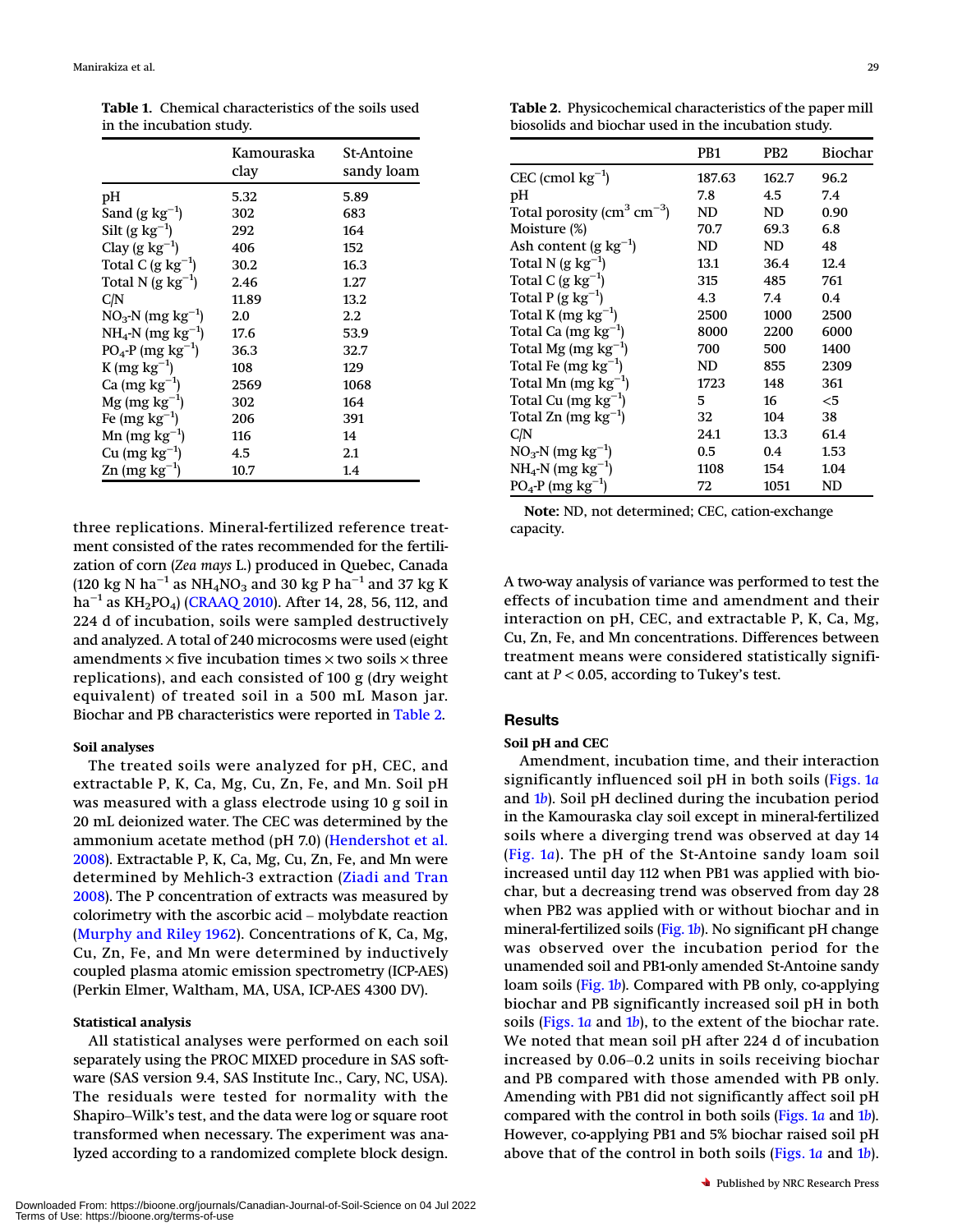**Table 1.** Chemical characteristics of the soils used in the incubation study.

| | Kamouraska clay | St-Antoine sandy loam |
|---|---|---|
| pH | 5.32 | 5.89 |
| Sand (g $kg^{-1}$) | 302 | 683 |
| Silt (g $kg^{-1}$) | 292 | 164 |
| Clay (g $kg^{-1}$) | 406 | 152 |
| Total C (g $kg^{-1}$) | 30.2 | 16.3 |
| Total N (g $kg^{-1}$) | 2.46 | 1.27 |
| C/N | 11.89 | 13.2 |
| $NO_3$-N (mg $kg^{-1}$) | 2.0 | 2.2 |
| $NH_4$-N (mg $kg^{-1}$) | 17.6 | 53.9 |
| $PO_4$-P (mg $kg^{-1}$) | 36.3 | 32.7 |
| K (mg $kg^{-1}$) | 108 | 129 |
| Ca (mg $kg^{-1}$) | 2569 | 1068 |
| Mg (mg $kg^{-1}$) | 302 | 164 |
| Fe (mg $kg^{-1}$) | 206 | 391 |
| Mn (mg $kg^{-1}$) | 116 | 14 |
| Cu (mg $kg^{-1}$) | 4.5 | 2.1 |
| Zn (mg $kg^{-1}$) | 10.7 | 1.4 |

three replications. Mineral-fertilized reference treatment consisted of the rates recommended for the fertilization of corn (*Zea mays* L.) produced in Quebec, Canada (120 kg N $ha^{-1}$ as $NH_4NO_3$ and 30 kg P $ha^{-1}$ and 37 kg K $ha^{-1}$ as $KH_2PO_4$) (CRAAQ 2010). After 14, 28, 56, 112, and 224 d of incubation, soils were sampled destructively and analyzed. A total of 240 microcosms were used (eight amendments × five incubation times × two soils × three replications), and each consisted of 100 g (dry weight equivalent) of treated soil in a 500 mL Mason jar. Biochar and PB characteristics were reported in Table 2.

#### Soil analyses

The treated soils were analyzed for pH, CEC, and extractable P, K, Ca, Mg, Cu, Zn, Fe, and Mn. Soil pH was measured with a glass electrode using 10 g soil in 20 mL deionized water. The CEC was determined by the ammonium acetate method (pH 7.0) (Hendershot et al. 2008). Extractable P, K, Ca, Mg, Cu, Zn, Fe, and Mn were determined by Mehlich-3 extraction (Ziadi and Tran 2008). The P concentration of extracts was measured by colorimetry with the ascorbic acid – molybdate reaction (Murphy and Riley 1962). Concentrations of K, Ca, Mg, Cu, Zn, Fe, and Mn were determined by inductively coupled plasma atomic emission spectrometry (ICP-AES) (Perkin Elmer, Waltham, MA, USA, ICP-AES 4300 DV).

#### Statistical analysis

All statistical analyses were performed on each soil separately using the PROC MIXED procedure in SAS software (SAS version 9.4, SAS Institute Inc., Cary, NC, USA). The residuals were tested for normality with the Shapiro–Wilk's test, and the data were log or square root transformed when necessary. The experiment was analyzed according to a randomized complete block design.

**Table 2.** Physicochemical characteristics of the paper mill biosolids and biochar used in the incubation study.

| | PB1 | PB2 | Biochar |
|---|---|---|---|
| CEC (cmol $kg^{-1}$) | 187.63 | 162.7 | 96.2 |
| pH | 7.8 | 4.5 | 7.4 |
| Total porosity ($cm^3$ $cm^{-3}$) | ND | ND | 0.90 |
| Moisture (%) | 70.7 | 69.3 | 6.8 |
| Ash content (g $kg^{-1}$) | ND | ND | 48 |
| Total N (g $kg^{-1}$) | 13.1 | 36.4 | 12.4 |
| Total C (g $kg^{-1}$) | 315 | 485 | 761 |
| Total P (g $kg^{-1}$) | 4.3 | 7.4 | 0.4 |
| Total K (mg $kg^{-1}$) | 2500 | 1000 | 2500 |
| Total Ca (mg $kg^{-1}$) | 8000 | 2200 | 6000 |
| Total Mg (mg $kg^{-1}$) | 700 | 500 | 1400 |
| Total Fe (mg $kg^{-1}$) | ND | 855 | 2309 |
| Total Mn (mg $kg^{-1}$) | 1723 | 148 | 361 |
| Total Cu (mg $kg^{-1}$) | 5 | 16 | <5 |
| Total Zn (mg $kg^{-1}$) | 32 | 104 | 38 |
| C/N | 24.1 | 13.3 | 61.4 |
| $NO_3$-N (mg $kg^{-1}$) | 0.5 | 0.4 | 1.53 |
| $NH_4$-N (mg $kg^{-1}$) | 1108 | 154 | 1.04 |
| $PO_4$-P (mg $kg^{-1}$) | 72 | 1051 | ND |

**Note:** ND, not determined; CEC, cation-exchange capacity.

A two-way analysis of variance was performed to test the effects of incubation time and amendment and their interaction on pH, CEC, and extractable P, K, Ca, Mg, Cu, Zn, Fe, and Mn concentrations. Differences between treatment means were considered statistically significant at $P < 0.05$, according to Tukey's test.

## Results

#### Soil pH and CEC

Amendment, incubation time, and their interaction significantly influenced soil pH in both soils (Figs. 1*a* and 1*b*). Soil pH declined during the incubation period in the Kamouraska clay soil except in mineral-fertilized soils where a diverging trend was observed at day 14 (Fig. 1*a*). The pH of the St-Antoine sandy loam soil increased until day 112 when PB1 was applied with biochar, but a decreasing trend was observed from day 28 when PB2 was applied with or without biochar and in mineral-fertilized soils (Fig. 1*b*). No significant pH change was observed over the incubation period for the unamended soil and PB1-only amended St-Antoine sandy loam soils (Fig. 1*b*). Compared with PB only, co-applying biochar and PB significantly increased soil pH in both soils (Figs. 1*a* and 1*b*), to the extent of the biochar rate. We noted that mean soil pH after 224 d of incubation increased by 0.06–0.2 units in soils receiving biochar and PB compared with those amended with PB only. Amending with PB1 did not significantly affect soil pH compared with the control in both soils (Figs. 1*a* and 1*b*). However, co-applying PB1 and 5% biochar raised soil pH above that of the control in both soils (Figs. 1*a* and 1*b*).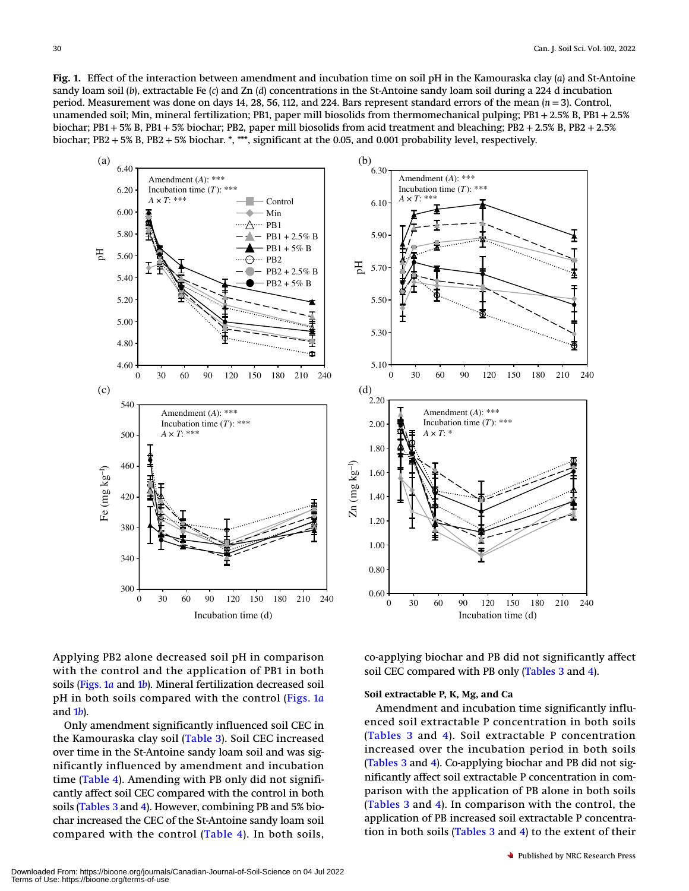**Fig. 1.** Effect of the interaction between amendment and incubation time on soil pH in the Kamouraska clay (*a*) and St-Antoine sandy loam soil (*b*), extractable Fe (*c*) and Zn (*d*) concentrations in the St-Antoine sandy loam soil during a 224 d incubation period. Measurement was done on days 14, 28, 56, 112, and 224. Bars represent standard errors of the mean ($n = 3$). Control, unamended soil; Min, mineral fertilization; PB1, paper mill biosolids from thermomechanical pulping; PB1 + 2.5% B, PB1 + 2.5% biochar; PB1 + 5% B, PB1 + 5% biochar; PB2, paper mill biosolids from acid treatment and bleaching; PB2 + 2.5% B, PB2 + 2.5% biochar; PB2 + 5% B, PB2 + 5% biochar. *, ***, significant at the 0.05, and 0.001 probability level, respectively.

Applying PB2 alone decreased soil pH in comparison with the control and the application of PB1 in both soils (Figs. 1*a* and 1*b*). Mineral fertilization decreased soil pH in both soils compared with the control (Figs. 1*a* and 1*b*).

Only amendment significantly influenced soil CEC in the Kamouraska clay soil (Table 3). Soil CEC increased over time in the St-Antoine sandy loam soil and was significantly influenced by amendment and incubation time (Table 4). Amending with PB only did not significantly affect soil CEC compared with the control in both soils (Tables 3 and 4). However, combining PB and 5% biochar increased the CEC of the St-Antoine sandy loam soil compared with the control (Table 4). In both soils, co-applying biochar and PB did not significantly affect soil CEC compared with PB only (Tables 3 and 4).

### Soil extractable P, K, Mg, and Ca

Amendment and incubation time significantly influenced soil extractable P concentration in both soils (Tables 3 and 4). Soil extractable P concentration increased over the incubation period in both soils (Tables 3 and 4). Co-applying biochar and PB did not significantly affect soil extractable P concentration in comparison with the application of PB alone in both soils (Tables 3 and 4). In comparison with the control, the application of PB increased soil extractable P concentration in both soils (Tables 3 and 4) to the extent of their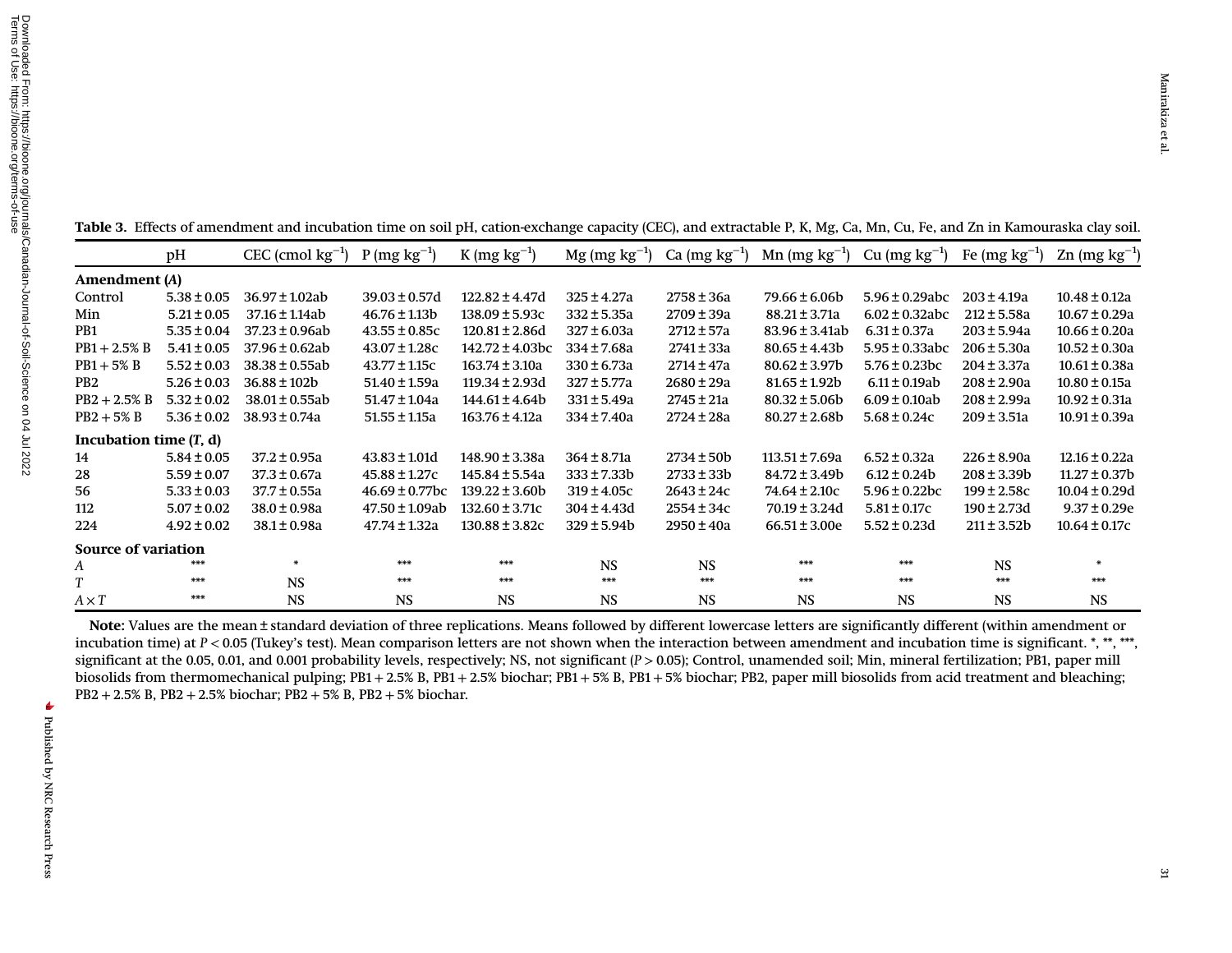**Table 3.** Effects of amendment and incubation time on soil pH, cation-exchange capacity (CEC), and extractable P, K, Mg, Ca, Mn, Cu, Fe, and Zn in Kamouraska clay soil.

| | pH | CEC (cmol $kg^{-1}$) | P (mg $kg^{-1}$) | K (mg $kg^{-1}$) | Mg (mg $kg^{-1}$) | Ca (mg $kg^{-1}$) | Mn (mg $kg^{-1}$) | Cu (mg $kg^{-1}$) | Fe (mg $kg^{-1}$) | Zn (mg $kg^{-1}$) |
|---|---|---|---|---|---|---|---|---|---|---|
| **Amendment (*A*)** | | | | | | | | | | |
| Control | 5.38 ± 0.05 | 36.97 ± 1.02ab | 39.03 ± 0.57d | 122.82 ± 4.47d | 325 ± 4.27a | 2758 ± 36a | 79.66 ± 6.06b | 5.96 ± 0.29abc | 203 ± 4.19a | 10.48 ± 0.12a |
| Min | 5.21 ± 0.05 | 37.16 ± 1.14ab | 46.76 ± 1.13b | 138.09 ± 5.93c | 332 ± 5.35a | 2709 ± 39a | 88.21 ± 3.71a | 6.02 ± 0.32abc | 212 ± 5.58a | 10.67 ± 0.29a |
| PB1 | 5.35 ± 0.04 | 37.23 ± 0.96ab | 43.55 ± 0.85c | 120.81 ± 2.86d | 327 ± 6.03a | 2712 ± 57a | 83.96 ± 3.41ab | 6.31 ± 0.37a | 203 ± 5.94a | 10.66 ± 0.20a |
| PB1 + 2.5% B | 5.41 ± 0.05 | 37.96 ± 0.62ab | 43.07 ± 1.28c | 142.72 ± 4.03bc | 334 ± 7.68a | 2741 ± 33a | 80.65 ± 4.43b | 5.95 ± 0.33abc | 206 ± 5.30a | 10.52 ± 0.30a |
| PB1 + 5% B | 5.52 ± 0.03 | 38.38 ± 0.55ab | 43.77 ± 1.15c | 163.74 ± 3.10a | 330 ± 6.73a | 2714 ± 47a | 80.62 ± 3.97b | 5.76 ± 0.23bc | 204 ± 3.37a | 10.61 ± 0.38a |
| PB2 | 5.26 ± 0.03 | 36.88 ± 102b | 51.40 ± 1.59a | 119.34 ± 2.93d | 327 ± 5.77a | 2680 ± 29a | 81.65 ± 1.92b | 6.11 ± 0.19ab | 208 ± 2.90a | 10.80 ± 0.15a |
| PB2 + 2.5% B | 5.32 ± 0.02 | 38.01 ± 0.55ab | 51.47 ± 1.04a | 144.61 ± 4.64b | 331 ± 5.49a | 2745 ± 21a | 80.32 ± 5.06b | 6.09 ± 0.10ab | 208 ± 2.99a | 10.92 ± 0.31a |
| PB2 + 5% B | 5.36 ± 0.02 | 38.93 ± 0.74a | 51.55 ± 1.15a | 163.76 ± 4.12a | 334 ± 7.40a | 2724 ± 28a | 80.27 ± 2.68b | 5.68 ± 0.24c | 209 ± 3.51a | 10.91 ± 0.39a |
| **Incubation time (*T*, d)** | | | | | | | | | | |
| 14 | 5.84 ± 0.05 | 37.2 ± 0.95a | 43.83 ± 1.01d | 148.90 ± 3.38a | 364 ± 8.71a | 2734 ± 50b | 113.51 ± 7.69a | 6.52 ± 0.32a | 226 ± 8.90a | 12.16 ± 0.22a |
| 28 | 5.59 ± 0.07 | 37.3 ± 0.67a | 45.88 ± 1.27c | 145.84 ± 5.54a | 333 ± 7.33b | 2733 ± 33b | 84.72 ± 3.49b | 6.12 ± 0.24b | 208 ± 3.39b | 11.27 ± 0.37b |
| 56 | 5.33 ± 0.03 | 37.7 ± 0.55a | 46.69 ± 0.77bc | 139.22 ± 3.60b | 319 ± 4.05c | 2643 ± 24c | 74.64 ± 2.10c | 5.96 ± 0.22bc | 199 ± 2.58c | 10.04 ± 0.29d |
| 112 | 5.07 ± 0.02 | 38.0 ± 0.98a | 47.50 ± 1.09ab | 132.60 ± 3.71c | 304 ± 4.43d | 2554 ± 34c | 70.19 ± 3.24d | 5.81 ± 0.17c | 190 ± 2.73d | 9.37 ± 0.29e |
| 224 | 4.92 ± 0.02 | 38.1 ± 0.98a | 47.74 ± 1.32a | 130.88 ± 3.82c | 329 ± 5.94b | 2950 ± 40a | 66.51 ± 3.00e | 5.52 ± 0.23d | 211 ± 3.52b | 10.64 ± 0.17c |
| **Source of variation** | | | | | | | | | | |
| *A* | *** | * | *** | *** | NS | NS | *** | *** | NS | * |
| *T* | *** | NS | *** | *** | *** | *** | *** | *** | *** | *** |
| *A* × *T* | *** | NS | NS | NS | NS | NS | NS | NS | NS | NS |

**Note:** Values are the mean ± standard deviation of three replications. Means followed by different lowercase letters are significantly different (within amendment or incubation time) at $P < 0.05$ (Tukey's test). Mean comparison letters are not shown when the interaction between amendment and incubation time is significant. *, **, ***, significant at the 0.05, 0.01, and 0.001 probability levels, respectively; NS, not significant ($P > 0.05$); Control, unamended soil; Min, mineral fertilization; PB1, paper mill biosolids from thermomechanical pulping; PB1 + 2.5% B, PB1 + 2.5% biochar; PB1 + 5% B, PB1 + 5% biochar; PB2, paper mill biosolids from acid treatment and bleaching; PB2 + 2.5% B, PB2 + 2.5% biochar; PB2 + 5% B, PB2 + 5% biochar.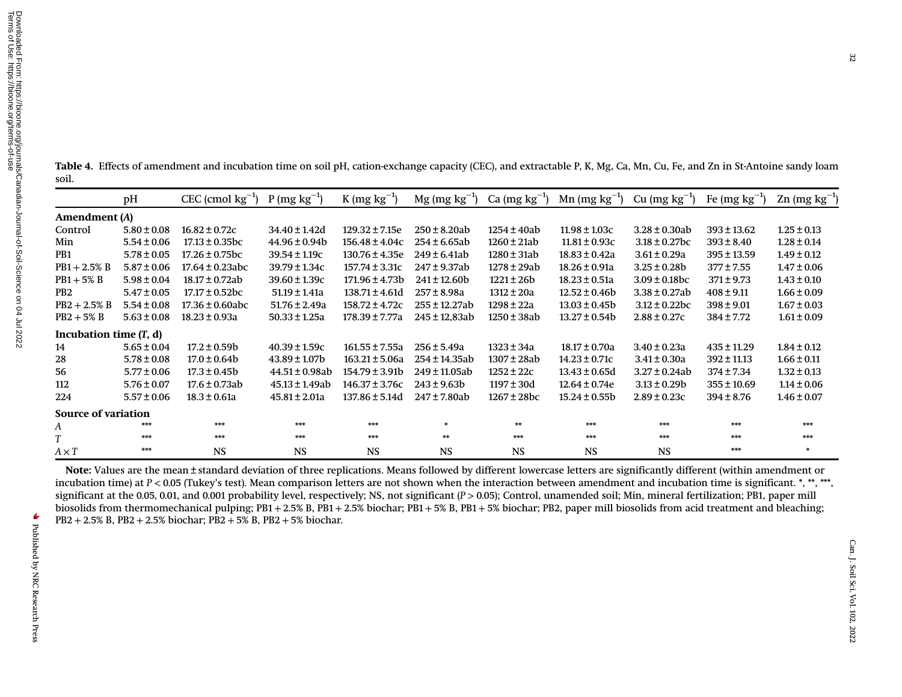**Table 4.** Effects of amendment and incubation time on soil pH, cation-exchange capacity (CEC), and extractable P, K, Mg, Ca, Mn, Cu, Fe, and Zn in St-Antoine sandy loam soil.

| | pH | CEC (cmol $kg^{-1}$) | P (mg $kg^{-1}$) | K (mg $kg^{-1}$) | Mg (mg $kg^{-1}$) | Ca (mg $kg^{-1}$) | Mn (mg $kg^{-1}$) | Cu (mg $kg^{-1}$) | Fe (mg $kg^{-1}$) | Zn (mg $kg^{-1}$) |
|---|---|---|---|---|---|---|---|---|---|---|
| **Amendment (*A*)** | | | | | | | | | | |
| Control | 5.80 ± 0.08 | 16.82 ± 0.72c | 34.40 ± 1.42d | 129.32 ± 7.15e | 250 ± 8.20ab | 1254 ± 40ab | 11.98 ± 1.03c | 3.28 ± 0.30ab | 393 ± 13.62 | 1.25 ± 0.13 |
| Min | 5.54 ± 0.06 | 17.13 ± 0.35bc | 44.96 ± 0.94b | 156.48 ± 4.04c | 254 ± 6.65ab | 1260 ± 21ab | 11.81 ± 0.93c | 3.18 ± 0.27bc | 393 ± 8.40 | 1.28 ± 0.14 |
| PB1 | 5.78 ± 0.05 | 17.26 ± 0.75bc | 39.54 ± 1.19c | 130.76 ± 4.35e | 249 ± 6.41ab | 1280 ± 31ab | 18.83 ± 0.42a | 3.61 ± 0.29a | 395 ± 13.59 | 1.49 ± 0.12 |
| PB1 + 2.5% B | 5.87 ± 0.06 | 17.64 ± 0.23abc | 39.79 ± 1.34c | 157.74 ± 3.31c | 247 ± 9.37ab | 1278 ± 29ab | 18.26 ± 0.91a | 3.25 ± 0.28b | 377 ± 7.55 | 1.47 ± 0.06 |
| PB1 + 5% B | 5.98 ± 0.04 | 18.17 ± 0.72ab | 39.60 ± 1.39c | 171.96 ± 4.73b | 241 ± 12.60b | 1221 ± 26b | 18.23 ± 0.51a | 3.09 ± 0.18bc | 371 ± 9.73 | 1.43 ± 0.10 |
| PB2 | 5.47 ± 0.05 | 17.17 ± 0.52bc | 51.19 ± 1.41a | 138.71 ± 4.61d | 257 ± 8.98a | 1312 ± 20a | 12.52 ± 0.46b | 3.38 ± 0.27ab | 408 ± 9.11 | 1.66 ± 0.09 |
| PB2 + 2.5% B | 5.54 ± 0.08 | 17.36 ± 0.60abc | 51.76 ± 2.49a | 158.72 ± 4.72c | 255 ± 12.27ab | 1298 ± 22a | 13.03 ± 0.45b | 3.12 ± 0.22bc | 398 ± 9.01 | 1.67 ± 0.03 |
| PB2 + 5% B | 5.63 ± 0.08 | 18.23 ± 0.93a | 50.33 ± 1.25a | 178.39 ± 7.77a | 245 ± 12,83ab | 1250 ± 38ab | 13.27 ± 0.54b | 2.88 ± 0.27c | 384 ± 7.72 | 1.61 ± 0.09 |
| **Incubation time (*T*, d)** | | | | | | | | | | |
| 14 | 5.65 ± 0.04 | 17.2 ± 0.59b | 40.39 ± 1.59c | 161.55 ± 7.55a | 256 ± 5.49a | 1323 ± 34a | 18.17 ± 0.70a | 3.40 ± 0.23a | 435 ± 11.29 | 1.84 ± 0.12 |
| 28 | 5.78 ± 0.08 | 17.0 ± 0.64b | 43.89 ± 1.07b | 163.21 ± 5.06a | 254 ± 14.35ab | 1307 ± 28ab | 14.23 ± 0.71c | 3.41 ± 0.30a | 392 ± 11.13 | 1.66 ± 0.11 |
| 56 | 5.77 ± 0.06 | 17.3 ± 0.45b | 44.51 ± 0.98ab | 154.79 ± 3.91b | 249 ± 11.05ab | 1252 ± 22c | 13.43 ± 0.65d | 3.27 ± 0.24ab | 374 ± 7.34 | 1.32 ± 0.13 |
| 112 | 5.76 ± 0.07 | 17.6 ± 0.73ab | 45.13 ± 1.49ab | 146.37 ± 3.76c | 243 ± 9.63b | 1197 ± 30d | 12.64 ± 0.74e | 3.13 ± 0.29b | 355 ± 10.69 | 1.14 ± 0.06 |
| 224 | 5.57 ± 0.06 | 18.3 ± 0.61a | 45.81 ± 2.01a | 137.86 ± 5.14d | 247 ± 7.80ab | 1267 ± 28bc | 15.24 ± 0.55b | 2.89 ± 0.23c | 394 ± 8.76 | 1.46 ± 0.07 |
| **Source of variation** | | | | | | | | | | |
| *A* | *** | *** | *** | *** | * | ** | *** | *** | *** | *** |
| *T* | *** | *** | *** | *** | ** | *** | *** | *** | *** | *** |
| *A* × *T* | *** | NS | NS | NS | NS | NS | NS | NS | *** | * |

**Note:** Values are the mean ± standard deviation of three replications. Means followed by different lowercase letters are significantly different (within amendment or incubation time) at $P < 0.05$ (Tukey's test). Mean comparison letters are not shown when the interaction between amendment and incubation time is significant. *, **, ***, significant at the 0.05, 0.01, and 0.001 probability level, respectively; NS, not significant ($P > 0.05$); Control, unamended soil; Min, mineral fertilization; PB1, paper mill biosolids from thermomechanical pulping; PB1 + 2.5% B, PB1 + 2.5% biochar; PB1 + 5% B, PB1 + 5% biochar; PB2, paper mill biosolids from acid treatment and bleaching; PB2 + 2.5% B, PB2 + 2.5% biochar; PB2 + 5% B, PB2 + 5% biochar.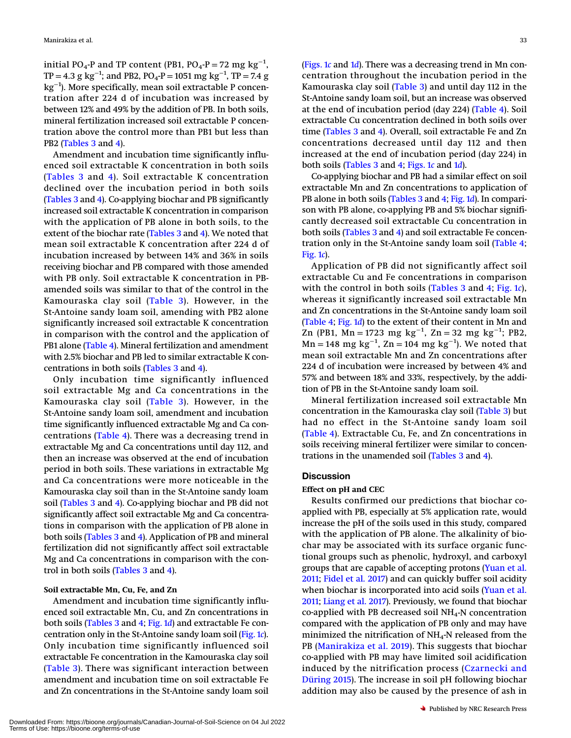initial $PO_4$-P and TP content (PB1, $PO_4$-P = 72 mg $kg^{-1}$, TP = 4.3 g $kg^{-1}$; and PB2, $PO_4$-P = 1051 mg $kg^{-1}$, TP = 7.4 g $kg^{-1}$). More specifically, mean soil extractable P concentration after 224 d of incubation was increased by between 12% and 49% by the addition of PB. In both soils, mineral fertilization increased soil extractable P concentration above the control more than PB1 but less than PB2 (Tables 3 and 4).

Amendment and incubation time significantly influenced soil extractable K concentration in both soils (Tables 3 and 4). Soil extractable K concentration declined over the incubation period in both soils (Tables 3 and 4). Co-applying biochar and PB significantly increased soil extractable K concentration in comparison with the application of PB alone in both soils, to the extent of the biochar rate (Tables 3 and 4). We noted that mean soil extractable K concentration after 224 d of incubation increased by between 14% and 36% in soils receiving biochar and PB compared with those amended with PB only. Soil extractable K concentration in PB-amended soils was similar to that of the control in the Kamouraska clay soil (Table 3). However, in the St-Antoine sandy loam soil, amending with PB2 alone significantly increased soil extractable K concentration in comparison with the control and the application of PB1 alone (Table 4). Mineral fertilization and amendment with 2.5% biochar and PB led to similar extractable K concentrations in both soils (Tables 3 and 4).

Only incubation time significantly influenced soil extractable Mg and Ca concentrations in the Kamouraska clay soil (Table 3). However, in the St-Antoine sandy loam soil, amendment and incubation time significantly influenced extractable Mg and Ca concentrations (Table 4). There was a decreasing trend in extractable Mg and Ca concentrations until day 112, and then an increase was observed at the end of incubation period in both soils. These variations in extractable Mg and Ca concentrations were more noticeable in the Kamouraska clay soil than in the St-Antoine sandy loam soil (Tables 3 and 4). Co-applying biochar and PB did not significantly affect soil extractable Mg and Ca concentrations in comparison with the application of PB alone in both soils (Tables 3 and 4). Application of PB and mineral fertilization did not significantly affect soil extractable Mg and Ca concentrations in comparison with the control in both soils (Tables 3 and 4).

**Soil extractable Mn, Cu, Fe, and Zn**

Amendment and incubation time significantly influenced soil extractable Mn, Cu, and Zn concentrations in both soils (Tables 3 and 4; Fig. 1*d*) and extractable Fe concentration only in the St-Antoine sandy loam soil (Fig. 1*c*). Only incubation time significantly influenced soil extractable Fe concentration in the Kamouraska clay soil (Table 3). There was significant interaction between amendment and incubation time on soil extractable Fe and Zn concentrations in the St-Antoine sandy loam soil (Figs. 1*c* and 1*d*). There was a decreasing trend in Mn concentration throughout the incubation period in the Kamouraska clay soil (Table 3) and until day 112 in the St-Antoine sandy loam soil, but an increase was observed at the end of incubation period (day 224) (Table 4). Soil extractable Cu concentration declined in both soils over time (Tables 3 and 4). Overall, soil extractable Fe and Zn concentrations decreased until day 112 and then increased at the end of incubation period (day 224) in both soils (Tables 3 and 4; Figs. 1*c* and 1*d*).

Co-applying biochar and PB had a similar effect on soil extractable Mn and Zn concentrations to application of PB alone in both soils (Tables 3 and 4; Fig. 1*d*). In comparison with PB alone, co-applying PB and 5% biochar significantly decreased soil extractable Cu concentration in both soils (Tables 3 and 4) and soil extractable Fe concentration only in the St-Antoine sandy loam soil (Table 4; Fig. 1*c*).

Application of PB did not significantly affect soil extractable Cu and Fe concentrations in comparison with the control in both soils (Tables 3 and 4; Fig. 1*c*), whereas it significantly increased soil extractable Mn and Zn concentrations in the St-Antoine sandy loam soil (Table 4; Fig. 1*d*) to the extent of their content in Mn and Zn (PB1, Mn = 1723 mg $kg^{-1}$, Zn = 32 mg $kg^{-1}$; PB2, Mn = 148 mg $kg^{-1}$, Zn = 104 mg $kg^{-1}$). We noted that mean soil extractable Mn and Zn concentrations after 224 d of incubation were increased by between 4% and 57% and between 18% and 33%, respectively, by the addition of PB in the St-Antoine sandy loam soil.

Mineral fertilization increased soil extractable Mn concentration in the Kamouraska clay soil (Table 3) but had no effect in the St-Antoine sandy loam soil (Table 4). Extractable Cu, Fe, and Zn concentrations in soils receiving mineral fertilizer were similar to concentrations in the unamended soil (Tables 3 and 4).

## Discussion

### Effect on pH and CEC

Results confirmed our predictions that biochar co-applied with PB, especially at 5% application rate, would increase the pH of the soils used in this study, compared with the application of PB alone. The alkalinity of biochar may be associated with its surface organic functional groups such as phenolic, hydroxyl, and carboxyl groups that are capable of accepting protons (Yuan et al. 2011; Fidel et al. 2017) and can quickly buffer soil acidity when biochar is incorporated into acid soils (Yuan et al. 2011; Liang et al. 2017). Previously, we found that biochar co-applied with PB decreased soil $NH_4$-N concentration compared with the application of PB only and may have minimized the nitrification of $NH_4$-N released from the PB (Manirakiza et al. 2019). This suggests that biochar co-applied with PB may have limited soil acidification induced by the nitrification process (Czarnecki and Düring 2015). The increase in soil pH following biochar addition may also be caused by the presence of ash in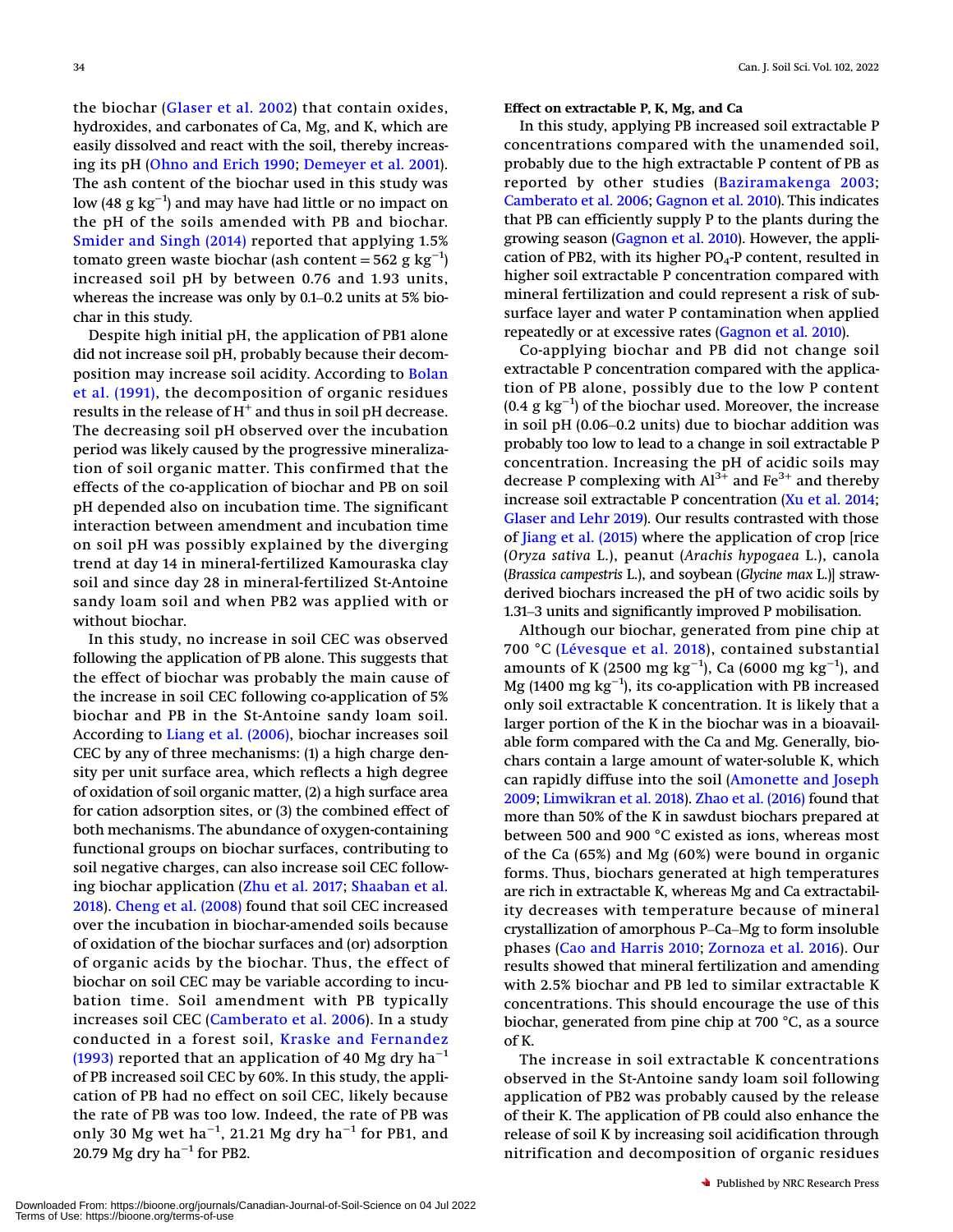the biochar (Glaser et al. 2002) that contain oxides, hydroxides, and carbonates of Ca, Mg, and K, which are easily dissolved and react with the soil, thereby increasing its pH (Ohno and Erich 1990; Demeyer et al. 2001). The ash content of the biochar used in this study was low (48 g $kg^{-1}$) and may have had little or no impact on the pH of the soils amended with PB and biochar. Smider and Singh (2014) reported that applying 1.5% tomato green waste biochar (ash content = 562 g $kg^{-1}$) increased soil pH by between 0.76 and 1.93 units, whereas the increase was only by 0.1–0.2 units at 5% biochar in this study.

Despite high initial pH, the application of PB1 alone did not increase soil pH, probably because their decomposition may increase soil acidity. According to Bolan et al. (1991), the decomposition of organic residues results in the release of $H^+$ and thus in soil pH decrease. The decreasing soil pH observed over the incubation period was likely caused by the progressive mineralization of soil organic matter. This confirmed that the effects of the co-application of biochar and PB on soil pH depended also on incubation time. The significant interaction between amendment and incubation time on soil pH was possibly explained by the diverging trend at day 14 in mineral-fertilized Kamouraska clay soil and since day 28 in mineral-fertilized St-Antoine sandy loam soil and when PB2 was applied with or without biochar.

In this study, no increase in soil CEC was observed following the application of PB alone. This suggests that the effect of biochar was probably the main cause of the increase in soil CEC following co-application of 5% biochar and PB in the St-Antoine sandy loam soil. According to Liang et al. (2006), biochar increases soil CEC by any of three mechanisms: (1) a high charge density per unit surface area, which reflects a high degree of oxidation of soil organic matter, (2) a high surface area for cation adsorption sites, or (3) the combined effect of both mechanisms. The abundance of oxygen-containing functional groups on biochar surfaces, contributing to soil negative charges, can also increase soil CEC following biochar application (Zhu et al. 2017; Shaaban et al. 2018). Cheng et al. (2008) found that soil CEC increased over the incubation in biochar-amended soils because of oxidation of the biochar surfaces and (or) adsorption of organic acids by the biochar. Thus, the effect of biochar on soil CEC may be variable according to incubation time. Soil amendment with PB typically increases soil CEC (Camberato et al. 2006). In a study conducted in a forest soil, Kraske and Fernandez (1993) reported that an application of 40 Mg dry $ha^{-1}$ of PB increased soil CEC by 60%. In this study, the application of PB had no effect on soil CEC, likely because the rate of PB was too low. Indeed, the rate of PB was only 30 Mg wet $ha^{-1}$, 21.21 Mg dry $ha^{-1}$ for PB1, and 20.79 Mg dry $ha^{-1}$ for PB2.

**Effect on extractable P, K, Mg, and Ca**

In this study, applying PB increased soil extractable P concentrations compared with the unamended soil, probably due to the high extractable P content of PB as reported by other studies (Baziramakenga 2003; Camberato et al. 2006; Gagnon et al. 2010). This indicates that PB can efficiently supply P to the plants during the growing season (Gagnon et al. 2010). However, the application of PB2, with its higher $PO_4$-P content, resulted in higher soil extractable P concentration compared with mineral fertilization and could represent a risk of subsurface layer and water P contamination when applied repeatedly or at excessive rates (Gagnon et al. 2010).

Co-applying biochar and PB did not change soil extractable P concentration compared with the application of PB alone, possibly due to the low P content (0.4 g $kg^{-1}$) of the biochar used. Moreover, the increase in soil pH (0.06–0.2 units) due to biochar addition was probably too low to lead to a change in soil extractable P concentration. Increasing the pH of acidic soils may decrease P complexing with $Al^{3+}$ and $Fe^{3+}$ and thereby increase soil extractable P concentration (Xu et al. 2014; Glaser and Lehr 2019). Our results contrasted with those of Jiang et al. (2015) where the application of crop [rice (*Oryza sativa* L.), peanut (*Arachis hypogaea* L.), canola (*Brassica campestris* L.), and soybean (*Glycine max* L.)] straw-derived biochars increased the pH of two acidic soils by 1.31–3 units and significantly improved P mobilisation.

Although our biochar, generated from pine chip at 700 °C (Lévesque et al. 2018), contained substantial amounts of K (2500 mg $kg^{-1}$), Ca (6000 mg $kg^{-1}$), and Mg (1400 mg $kg^{-1}$), its co-application with PB increased only soil extractable K concentration. It is likely that a larger portion of the K in the biochar was in a bioavailable form compared with the Ca and Mg. Generally, biochars contain a large amount of water-soluble K, which can rapidly diffuse into the soil (Amonette and Joseph 2009; Limwikran et al. 2018). Zhao et al. (2016) found that more than 50% of the K in sawdust biochars prepared at between 500 and 900 °C existed as ions, whereas most of the Ca (65%) and Mg (60%) were bound in organic forms. Thus, biochars generated at high temperatures are rich in extractable K, whereas Mg and Ca extractability decreases with temperature because of mineral crystallization of amorphous P–Ca–Mg to form insoluble phases (Cao and Harris 2010; Zornoza et al. 2016). Our results showed that mineral fertilization and amending with 2.5% biochar and PB led to similar extractable K concentrations. This should encourage the use of this biochar, generated from pine chip at 700 °C, as a source of K.

The increase in soil extractable K concentrations observed in the St-Antoine sandy loam soil following application of PB2 was probably caused by the release of their K. The application of PB could also enhance the release of soil K by increasing soil acidification through nitrification and decomposition of organic residues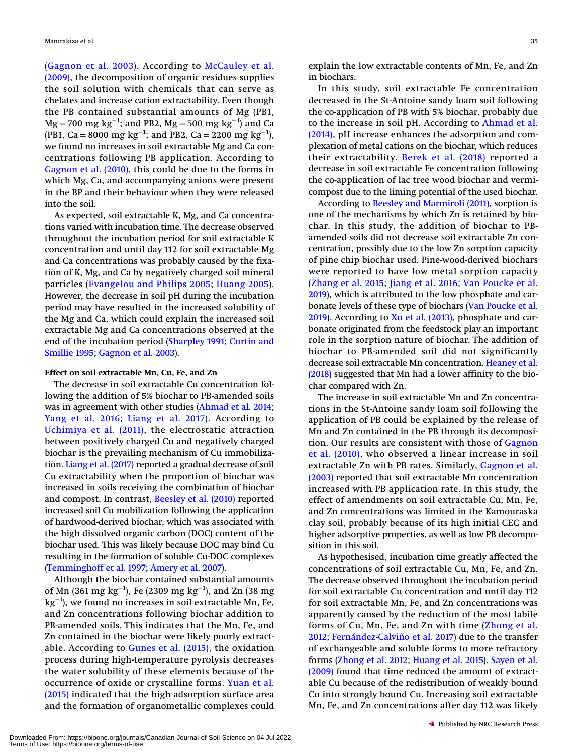(Gagnon et al. 2003). According to McCauley et al. (2009), the decomposition of organic residues supplies the soil solution with chemicals that can serve as chelates and increase cation extractability. Even though the PB contained substantial amounts of Mg (PB1, Mg = 700 mg $kg^{-1}$; and PB2, Mg = 500 mg $kg^{-1}$) and Ca (PB1, Ca = 8000 mg $kg^{-1}$; and PB2, Ca = 2200 mg $kg^{-1}$), we found no increases in soil extractable Mg and Ca concentrations following PB application. According to Gagnon et al. (2010), this could be due to the forms in which Mg, Ca, and accompanying anions were present in the BP and their behaviour when they were released into the soil.

As expected, soil extractable K, Mg, and Ca concentrations varied with incubation time. The decrease observed throughout the incubation period for soil extractable K concentration and until day 112 for soil extractable Mg and Ca concentrations was probably caused by the fixation of K, Mg, and Ca by negatively charged soil mineral particles (Evangelou and Philips 2005; Huang 2005). However, the decrease in soil pH during the incubation period may have resulted in the increased solubility of the Mg and Ca, which could explain the increased soil extractable Mg and Ca concentrations observed at the end of the incubation period (Sharpley 1991; Curtin and Smillie 1995; Gagnon et al. 2003).

#### Effect on soil extractable Mn, Cu, Fe, and Zn

The decrease in soil extractable Cu concentration following the addition of 5% biochar to PB-amended soils was in agreement with other studies (Ahmad et al. 2014; Yang et al. 2016; Liang et al. 2017). According to Uchimiya et al. (2011), the electrostatic attraction between positively charged Cu and negatively charged biochar is the prevailing mechanism of Cu immobilization. Liang et al. (2017) reported a gradual decrease of soil Cu extractability when the proportion of biochar was increased in soils receiving the combination of biochar and compost. In contrast, Beesley et al. (2010) reported increased soil Cu mobilization following the application of hardwood-derived biochar, which was associated with the high dissolved organic carbon (DOC) content of the biochar used. This was likely because DOC may bind Cu resulting in the formation of soluble Cu-DOC complexes (Temminghoff et al. 1997; Amery et al. 2007).

Although the biochar contained substantial amounts of Mn (361 mg $kg^{-1}$), Fe (2309 mg $kg^{-1}$), and Zn (38 mg $kg^{-1}$), we found no increases in soil extractable Mn, Fe, and Zn concentrations following biochar addition to PB-amended soils. This indicates that the Mn, Fe, and Zn contained in the biochar were likely poorly extractable. According to Gunes et al. (2015), the oxidation process during high-temperature pyrolysis decreases the water solubility of these elements because of the occurrence of oxide or crystalline forms. Yuan et al. (2015) indicated that the high adsorption surface area and the formation of organometallic complexes could explain the low extractable contents of Mn, Fe, and Zn in biochars.

In this study, soil extractable Fe concentration decreased in the St-Antoine sandy loam soil following the co-application of PB with 5% biochar, probably due to the increase in soil pH. According to Ahmad et al. (2014), pH increase enhances the adsorption and complexation of metal cations on the biochar, which reduces their extractability. Berek et al. (2018) reported a decrease in soil extractable Fe concentration following the co-application of lac tree wood biochar and vermicompost due to the liming potential of the used biochar.

According to Beesley and Marmiroli (2011), sorption is one of the mechanisms by which Zn is retained by biochar. In this study, the addition of biochar to PB-amended soils did not decrease soil extractable Zn concentration, possibly due to the low Zn sorption capacity of pine chip biochar used. Pine-wood-derived biochars were reported to have low metal sorption capacity (Zhang et al. 2015; Jiang et al. 2016; Van Poucke et al. 2019), which is attributed to the low phosphate and carbonate levels of these type of biochars (Van Poucke et al. 2019). According to Xu et al. (2013), phosphate and carbonate originated from the feedstock play an important role in the sorption nature of biochar. The addition of biochar to PB-amended soil did not significantly decrease soil extractable Mn concentration. Heaney et al. (2018) suggested that Mn had a lower affinity to the biochar compared with Zn.

The increase in soil extractable Mn and Zn concentrations in the St-Antoine sandy loam soil following the application of PB could be explained by the release of Mn and Zn contained in the PB through its decomposition. Our results are consistent with those of Gagnon et al. (2010), who observed a linear increase in soil extractable Zn with PB rates. Similarly, Gagnon et al. (2003) reported that soil extractable Mn concentration increased with PB application rate. In this study, the effect of amendments on soil extractable Cu, Mn, Fe, and Zn concentrations was limited in the Kamouraska clay soil, probably because of its high initial CEC and higher adsorptive properties, as well as low PB decomposition in this soil.

As hypothesised, incubation time greatly affected the concentrations of soil extractable Cu, Mn, Fe, and Zn. The decrease observed throughout the incubation period for soil extractable Cu concentration and until day 112 for soil extractable Mn, Fe, and Zn concentrations was apparently caused by the reduction of the most labile forms of Cu, Mn, Fe, and Zn with time (Zhong et al. 2012; Fernández-Calviño et al. 2017) due to the transfer of exchangeable and soluble forms to more refractory forms (Zhong et al. 2012; Huang et al. 2015). Sayen et al. (2009) found that time reduced the amount of extractable Cu because of the redistribution of weakly bound Cu into strongly bound Cu. Increasing soil extractable Mn, Fe, and Zn concentrations after day 112 was likely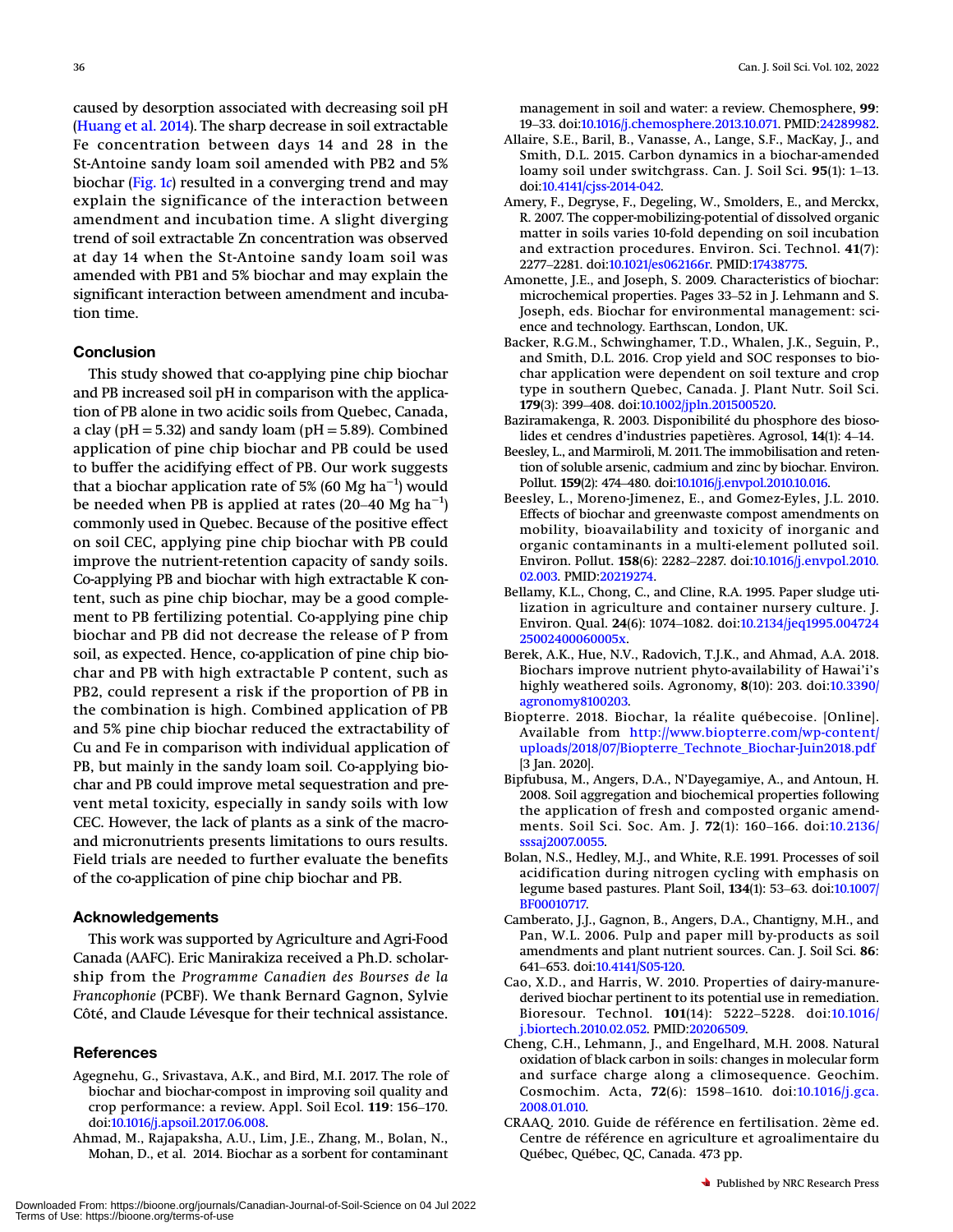caused by desorption associated with decreasing soil pH (Huang et al. 2014). The sharp decrease in soil extractable Fe concentration between days 14 and 28 in the St-Antoine sandy loam soil amended with PB2 and 5% biochar (Fig. 1c) resulted in a converging trend and may explain the significance of the interaction between amendment and incubation time. A slight diverging trend of soil extractable Zn concentration was observed at day 14 when the St-Antoine sandy loam soil was amended with PB1 and 5% biochar and may explain the significant interaction between amendment and incubation time.

## Conclusion

This study showed that co-applying pine chip biochar and PB increased soil pH in comparison with the application of PB alone in two acidic soils from Quebec, Canada, a clay (pH = 5.32) and sandy loam (pH = 5.89). Combined application of pine chip biochar and PB could be used to buffer the acidifying effect of PB. Our work suggests that a biochar application rate of 5% (60 Mg ha$^{-1}$) would be needed when PB is applied at rates (20–40 Mg ha$^{-1}$) commonly used in Quebec. Because of the positive effect on soil CEC, applying pine chip biochar with PB could improve the nutrient-retention capacity of sandy soils. Co-applying PB and biochar with high extractable K content, such as pine chip biochar, may be a good complement to PB fertilizing potential. Co-applying pine chip biochar and PB did not decrease the release of P from soil, as expected. Hence, co-application of pine chip biochar and PB with high extractable P content, such as PB2, could represent a risk if the proportion of PB in the combination is high. Combined application of PB and 5% pine chip biochar reduced the extractability of Cu and Fe in comparison with individual application of PB, but mainly in the sandy loam soil. Co-applying biochar and PB could improve metal sequestration and prevent metal toxicity, especially in sandy soils with low CEC. However, the lack of plants as a sink of the macro- and micronutrients presents limitations to ours results. Field trials are needed to further evaluate the benefits of the co-application of pine chip biochar and PB.

## Acknowledgements

This work was supported by Agriculture and Agri-Food Canada (AAFC). Eric Manirakiza received a Ph.D. scholarship from the *Programme Canadien des Bourses de la Francophonie* (PCBF). We thank Bernard Gagnon, Sylvie Côté, and Claude Lévesque for their technical assistance.

## References

Agegnehu, G., Srivastava, A.K., and Bird, M.I. 2017. The role of biochar and biochar-compost in improving soil quality and crop performance: a review. Appl. Soil Ecol. **119**: 156–170. doi:10.1016/j.apsoil.2017.06.008.

Ahmad, M., Rajapaksha, A.U., Lim, J.E., Zhang, M., Bolan, N., Mohan, D., et al. 2014. Biochar as a sorbent for contaminant management in soil and water: a review. Chemosphere, **99**: 19–33. doi:10.1016/j.chemosphere.2013.10.071. PMID:24289982.

Allaire, S.E., Baril, B., Vanasse, A., Lange, S.F., MacKay, J., and Smith, D.L. 2015. Carbon dynamics in a biochar-amended loamy soil under switchgrass. Can. J. Soil Sci. **95**(1): 1–13. doi:10.4141/cjss-2014-042.

Amery, F., Degryse, F., Degeling, W., Smolders, E., and Merckx, R. 2007. The copper-mobilizing-potential of dissolved organic matter in soils varies 10-fold depending on soil incubation and extraction procedures. Environ. Sci. Technol. **41**(7): 2277–2281. doi:10.1021/es062166r. PMID:17438775.

Amonette, J.E., and Joseph, S. 2009. Characteristics of biochar: microchemical properties. Pages 33–52 in J. Lehmann and S. Joseph, eds. Biochar for environmental management: science and technology. Earthscan, London, UK.

Backer, R.G.M., Schwinghamer, T.D., Whalen, J.K., Seguin, P., and Smith, D.L. 2016. Crop yield and SOC responses to biochar application were dependent on soil texture and crop type in southern Quebec, Canada. J. Plant Nutr. Soil Sci. **179**(3): 399–408. doi:10.1002/jpln.201500520.

Baziramakenga, R. 2003. Disponibilité du phosphore des biosolides et cendres d'industries papetières. Agrosol, **14**(1): 4–14.

Beesley, L., and Marmiroli, M. 2011. The immobilisation and retention of soluble arsenic, cadmium and zinc by biochar. Environ. Pollut. **159**(2): 474–480. doi:10.1016/j.envpol.2010.10.016.

Beesley, L., Moreno-Jimenez, E., and Gomez-Eyles, J.L. 2010. Effects of biochar and greenwaste compost amendments on mobility, bioavailability and toxicity of inorganic and organic contaminants in a multi-element polluted soil. Environ. Pollut. **158**(6): 2282–2287. doi:10.1016/j.envpol.2010.02.003. PMID:20219274.

Bellamy, K.L., Chong, C., and Cline, R.A. 1995. Paper sludge utilization in agriculture and container nursery culture. J. Environ. Qual. **24**(6): 1074–1082. doi:10.2134/jeq1995.00472425002400060005x.

Berek, A.K., Hue, N.V., Radovich, T.J.K., and Ahmad, A.A. 2018. Biochars improve nutrient phyto-availability of Hawai'i's highly weathered soils. Agronomy, **8**(10): 203. doi:10.3390/agronomy8100203.

Biopterre. 2018. Biochar, la réalite québecoise. [Online]. Available from http://www.biopterre.com/wp-content/uploads/2018/07/Biopterre_Technote_Biochar-Juin2018.pdf [3 Jan. 2020].

Bipfubusa, M., Angers, D.A., N'Dayegamiye, A., and Antoun, H. 2008. Soil aggregation and biochemical properties following the application of fresh and composted organic amendments. Soil Sci. Soc. Am. J. **72**(1): 160–166. doi:10.2136/sssaj2007.0055.

Bolan, N.S., Hedley, M.J., and White, R.E. 1991. Processes of soil acidification during nitrogen cycling with emphasis on legume based pastures. Plant Soil, **134**(1): 53–63. doi:10.1007/BF00010717.

Camberato, J.J., Gagnon, B., Angers, D.A., Chantigny, M.H., and Pan, W.L. 2006. Pulp and paper mill by-products as soil amendments and plant nutrient sources. Can. J. Soil Sci. **86**: 641–653. doi:10.4141/S05-120.

Cao, X.D., and Harris, W. 2010. Properties of dairy-manure-derived biochar pertinent to its potential use in remediation. Bioresour. Technol. **101**(14): 5222–5228. doi:10.1016/j.biortech.2010.02.052. PMID:20206509.

Cheng, C.H., Lehmann, J., and Engelhard, M.H. 2008. Natural oxidation of black carbon in soils: changes in molecular form and surface charge along a climosequence. Geochim. Cosmochim. Acta, **72**(6): 1598–1610. doi:10.1016/j.gca.2008.01.010.

CRAAQ. 2010. Guide de référence en fertilisation. 2ème ed. Centre de référence en agriculture et agroalimentaire du Québec, Québec, QC, Canada. 473 pp.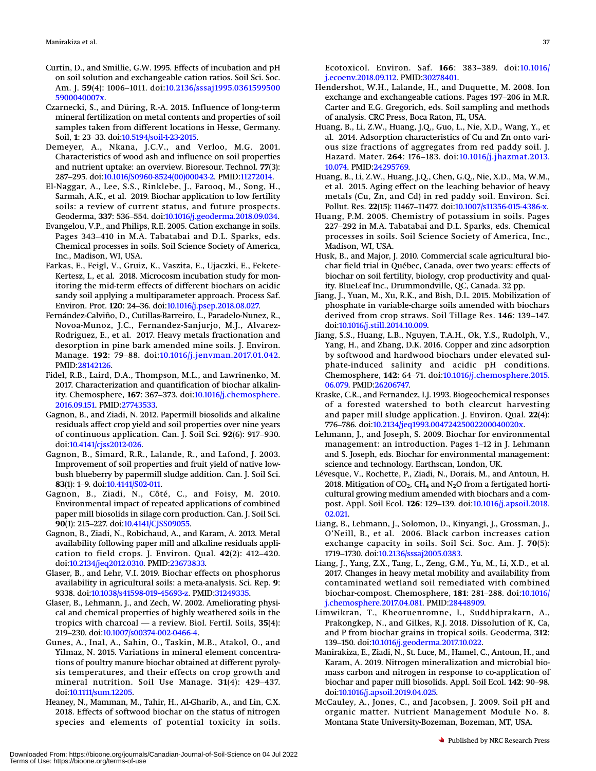Curtin, D., and Smillie, G.W. 1995. Effects of incubation and pH on soil solution and exchangeable cation ratios. Soil Sci. Soc. Am. J. **59**(4): 1006–1011. doi:10.2136/sssaj1995.03615995005900040007x.

Czarnecki, S., and Düring, R.-A. 2015. Influence of long-term mineral fertilization on metal contents and properties of soil samples taken from different locations in Hesse, Germany. Soil, **1**: 23–33. doi:10.5194/soil-1-23-2015.

Demeyer, A., Nkana, J.C.V., and Verloo, M.G. 2001. Characteristics of wood ash and influence on soil properties and nutrient uptake: an overview. Bioresour. Technol. **77**(3): 287–295. doi:10.1016/S0960-8524(00)00043-2. PMID:11272014.

El-Naggar, A., Lee, S.S., Rinklebe, J., Farooq, M., Song, H., Sarmah, A.K., et al. 2019. Biochar application to low fertility soils: a review of current status, and future prospects. Geoderma, **337**: 536–554. doi:10.1016/j.geoderma.2018.09.034.

Evangelou, V.P., and Philips, R.E. 2005. Cation exchange in soils. Pages 343–410 in M.A. Tabatabai and D.L. Sparks, eds. Chemical processes in soils. Soil Science Society of America, Inc., Madison, WI, USA.

Farkas, E., Feigl, V., Gruiz, K., Vaszita, E., Ujaczki, E., Fekete-Kertesz, I., et al. 2018. Microcosm incubation study for monitoring the mid-term effects of different biochars on acidic sandy soil applying a multiparameter approach. Process Saf. Environ. Prot. **120**: 24–36. doi:10.1016/j.psep.2018.08.027.

Fernández-Calviño, D., Cutillas-Barreiro, L., Paradelo-Nunez, R., Novoa-Munoz, J.C., Fernandez-Sanjurjo, M.J., Alvarez-Rodriguez, E., et al. 2017. Heavy metals fractionation and desorption in pine bark amended mine soils. J. Environ. Manage. **192**: 79–88. doi:10.1016/j.jenvman.2017.01.042. PMID:28142126.

Fidel, R.B., Laird, D.A., Thompson, M.L., and Lawrinenko, M. 2017. Characterization and quantification of biochar alkalinity. Chemosphere, **167**: 367–373. doi:10.1016/j.chemosphere.2016.09.151. PMID:27743533.

Gagnon, B., and Ziadi, N. 2012. Papermill biosolids and alkaline residuals affect crop yield and soil properties over nine years of continuous application. Can. J. Soil Sci. **92**(6): 917–930. doi:10.4141/cjss2012-026.

Gagnon, B., Simard, R.R., Lalande, R., and Lafond, J. 2003. Improvement of soil properties and fruit yield of native lowbush blueberry by papermill sludge addition. Can. J. Soil Sci. **83**(1): 1–9. doi:10.4141/S02-011.

Gagnon, B., Ziadi, N., Côté, C., and Foisy, M. 2010. Environmental impact of repeated applications of combined paper mill biosolids in silage corn production. Can. J. Soil Sci. **90**(1): 215–227. doi:10.4141/CJSS09055.

Gagnon, B., Ziadi, N., Robichaud, A., and Karam, A. 2013. Metal availability following paper mill and alkaline residuals application to field crops. J. Environ. Qual. **42**(2): 412–420. doi:10.2134/jeq2012.0310. PMID:23673833.

Glaser, B., and Lehr, V.I. 2019. Biochar effects on phosphorus availability in agricultural soils: a meta-analysis. Sci. Rep. **9**: 9338. doi:10.1038/s41598-019-45693-z. PMID:31249335.

Glaser, B., Lehmann, J., and Zech, W. 2002. Ameliorating physical and chemical properties of highly weathered soils in the tropics with charcoal — a review. Biol. Fertil. Soils, **35**(4): 219–230. doi:10.1007/s00374-002-0466-4.

Gunes, A., Inal, A., Sahin, O., Taskin, M.B., Atakol, O., and Yilmaz, N. 2015. Variations in mineral element concentrations of poultry manure biochar obtained at different pyrolysis temperatures, and their effects on crop growth and mineral nutrition. Soil Use Manage. **31**(4): 429–437. doi:10.1111/sum.12205.

Heaney, N., Mamman, M., Tahir, H., Al-Gharib, A., and Lin, C.X. 2018. Effects of softwood biochar on the status of nitrogen species and elements of potential toxicity in soils. Ecotoxicol. Environ. Saf. **166**: 383–389. doi:10.1016/j.ecoenv.2018.09.112. PMID:30278401.

Hendershot, W.H., Lalande, H., and Duquette, M. 2008. Ion exchange and exchangeable cations. Pages 197–206 in M.R. Carter and E.G. Gregorich, eds. Soil sampling and methods of analysis. CRC Press, Boca Raton, FL, USA.

Huang, B., Li, Z.W., Huang, J.Q., Guo, L., Nie, X.D., Wang, Y., et al. 2014. Adsorption characteristics of Cu and Zn onto various size fractions of aggregates from red paddy soil. J. Hazard. Mater. **264**: 176–183. doi:10.1016/j.jhazmat.2013.10.074. PMID:24295769.

Huang, B., Li, Z.W., Huang, J.Q., Chen, G.Q., Nie, X.D., Ma, W.M., et al. 2015. Aging effect on the leaching behavior of heavy metals (Cu, Zn, and Cd) in red paddy soil. Environ. Sci. Pollut. Res. **22**(15): 11467–11477. doi:10.1007/s11356-015-4386-x.

Huang, P.M. 2005. Chemistry of potassium in soils. Pages 227–292 in M.A. Tabatabai and D.L. Sparks, eds. Chemical processes in soils. Soil Science Society of America, Inc., Madison, WI, USA.

Husk, B., and Major, J. 2010. Commercial scale agricultural biochar field trial in Québec, Canada, over two years: effects of biochar on soil fertility, biology, crop productivity and quality. BlueLeaf Inc., Drummondville, QC, Canada. 32 pp.

Jiang, J., Yuan, M., Xu, R.K., and Bish, D.L. 2015. Mobilization of phosphate in variable-charge soils amended with biochars derived from crop straws. Soil Tillage Res. **146**: 139–147. doi:10.1016/j.still.2014.10.009.

Jiang, S.S., Huang, L.B., Nguyen, T.A.H., Ok, Y.S., Rudolph, V., Yang, H., and Zhang, D.K. 2016. Copper and zinc adsorption by softwood and hardwood biochars under elevated sulphate-induced salinity and acidic pH conditions. Chemosphere, **142**: 64–71. doi:10.1016/j.chemosphere.2015.06.079. PMID:26206747.

Kraske, C.R., and Fernandez, I.J. 1993. Biogeochemical responses of a forested watershed to both clearcut harvesting and paper mill sludge application. J. Environ. Qual. **22**(4): 776–786. doi:10.2134/jeq1993.00472425002200040020x.

Lehmann, J., and Joseph, S. 2009. Biochar for environmental management: an introduction. Pages 1–12 in J. Lehmann and S. Joseph, eds. Biochar for environmental management: science and technology. Earthscan, London, UK.

Lévesque, V., Rochette, P., Ziadi, N., Dorais, M., and Antoun, H. 2018. Mitigation of $CO_2$, $CH_4$ and $N_2O$ from a fertigated horticultural growing medium amended with biochars and a compost. Appl. Soil Ecol. **126**: 129–139. doi:10.1016/j.apsoil.2018.02.021.

Liang, B., Lehmann, J., Solomon, D., Kinyangi, J., Grossman, J., O'Neill, B., et al. 2006. Black carbon increases cation exchange capacity in soils. Soil Sci. Soc. Am. J. **70**(5): 1719–1730. doi:10.2136/sssaj2005.0383.

Liang, J., Yang, Z.X., Tang, L., Zeng, G.M., Yu, M., Li, X.D., et al. 2017. Changes in heavy metal mobility and availability from contaminated wetland soil remediated with combined biochar-compost. Chemosphere, **181**: 281–288. doi:10.1016/j.chemosphere.2017.04.081. PMID:28448909.

Limwikran, T., Kheoruenromne, I., Suddhiprakarn, A., Prakongkep, N., and Gilkes, R.J. 2018. Dissolution of K, Ca, and P from biochar grains in tropical soils. Geoderma, **312**: 139–150. doi:10.1016/j.geoderma.2017.10.022.

Manirakiza, E., Ziadi, N., St. Luce, M., Hamel, C., Antoun, H., and Karam, A. 2019. Nitrogen mineralization and microbial biomass carbon and nitrogen in response to co-application of biochar and paper mill biosolids. Appl. Soil Ecol. **142**: 90–98. doi:10.1016/j.apsoil.2019.04.025.

McCauley, A., Jones, C., and Jacobsen, J. 2009. Soil pH and organic matter. Nutrient Management Module No. 8. Montana State University-Bozeman, Bozeman, MT, USA.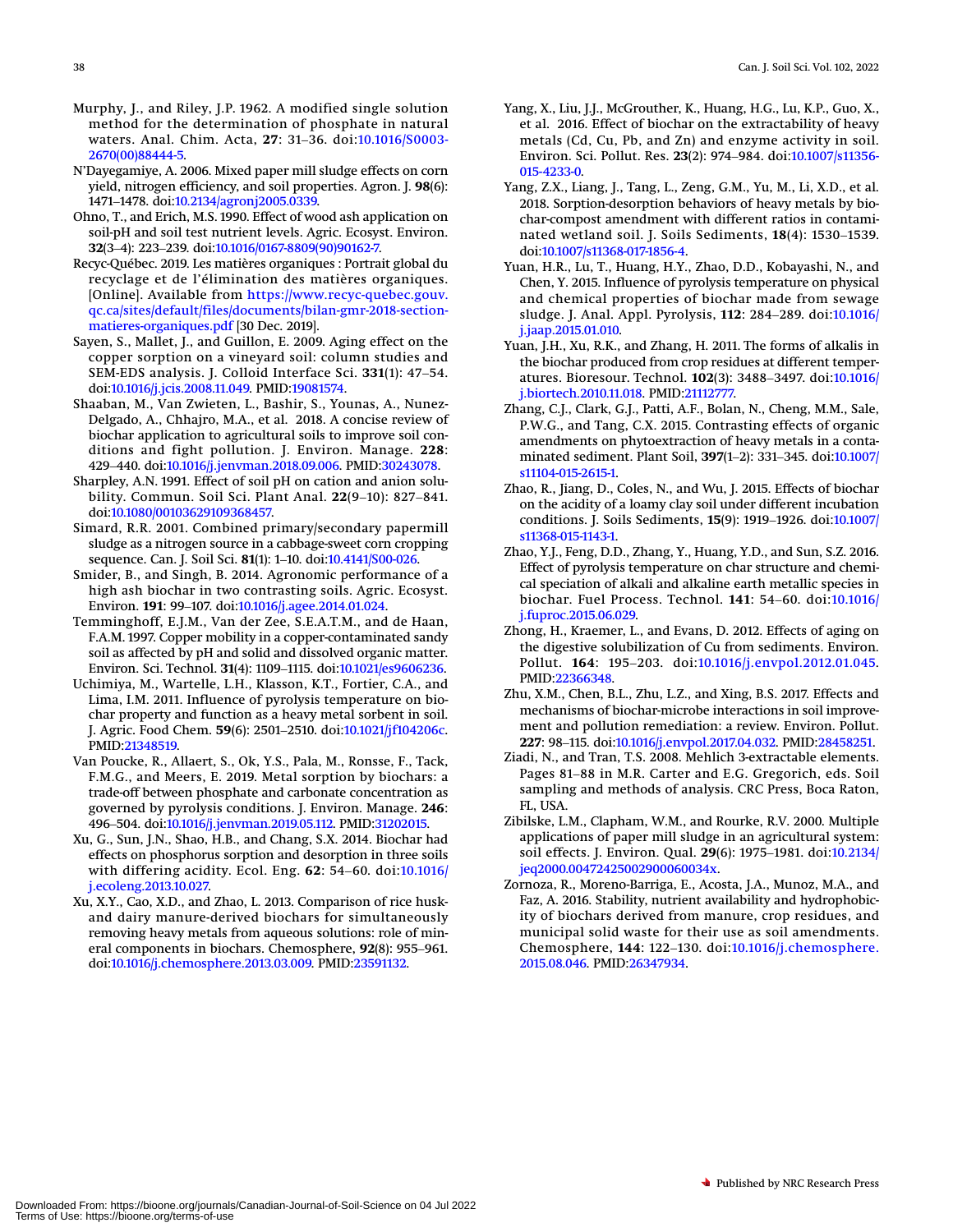Murphy, J., and Riley, J.P. 1962. A modified single solution method for the determination of phosphate in natural waters. Anal. Chim. Acta, **27**: 31–36. doi:10.1016/S0003-2670(00)88444-5.

N'Dayegamiye, A. 2006. Mixed paper mill sludge effects on corn yield, nitrogen efficiency, and soil properties. Agron. J. **98**(6): 1471–1478. doi:10.2134/agronj2005.0339.

Ohno, T., and Erich, M.S. 1990. Effect of wood ash application on soil-pH and soil test nutrient levels. Agric. Ecosyst. Environ. **32**(3–4): 223–239. doi:10.1016/0167-8809(90)90162-7.

Recyc-Québec. 2019. Les matières organiques : Portrait global du recyclage et de l'élimination des matières organiques. [Online]. Available from https://www.recyc-quebec.gouv.qc.ca/sites/default/files/documents/bilan-gmr-2018-section-matieres-organiques.pdf [30 Dec. 2019].

Sayen, S., Mallet, J., and Guillon, E. 2009. Aging effect on the copper sorption on a vineyard soil: column studies and SEM-EDS analysis. J. Colloid Interface Sci. **331**(1): 47–54. doi:10.1016/j.jcis.2008.11.049. PMID:19081574.

Shaaban, M., Van Zwieten, L., Bashir, S., Younas, A., Nunez-Delgado, A., Chhajro, M.A., et al. 2018. A concise review of biochar application to agricultural soils to improve soil conditions and fight pollution. J. Environ. Manage. **228**: 429–440. doi:10.1016/j.jenvman.2018.09.006. PMID:30243078.

Sharpley, A.N. 1991. Effect of soil pH on cation and anion solubility. Commun. Soil Sci. Plant Anal. **22**(9–10): 827–841. doi:10.1080/00103629109368457.

Simard, R.R. 2001. Combined primary/secondary papermill sludge as a nitrogen source in a cabbage-sweet corn cropping sequence. Can. J. Soil Sci. **81**(1): 1–10. doi:10.4141/S00-026.

Smider, B., and Singh, B. 2014. Agronomic performance of a high ash biochar in two contrasting soils. Agric. Ecosyst. Environ. **191**: 99–107. doi:10.1016/j.agee.2014.01.024.

Temminghoff, E.J.M., Van der Zee, S.E.A.T.M., and de Haan, F.A.M. 1997. Copper mobility in a copper-contaminated sandy soil as affected by pH and solid and dissolved organic matter. Environ. Sci. Technol. **31**(4): 1109–1115. doi:10.1021/es9606236.

Uchimiya, M., Wartelle, L.H., Klasson, K.T., Fortier, C.A., and Lima, I.M. 2011. Influence of pyrolysis temperature on biochar property and function as a heavy metal sorbent in soil. J. Agric. Food Chem. **59**(6): 2501–2510. doi:10.1021/jf104206c. PMID:21348519.

Van Poucke, R., Allaert, S., Ok, Y.S., Pala, M., Ronsse, F., Tack, F.M.G., and Meers, E. 2019. Metal sorption by biochars: a trade-off between phosphate and carbonate concentration as governed by pyrolysis conditions. J. Environ. Manage. **246**: 496–504. doi:10.1016/j.jenvman.2019.05.112. PMID:31202015.

Xu, G., Sun, J.N., Shao, H.B., and Chang, S.X. 2014. Biochar had effects on phosphorus sorption and desorption in three soils with differing acidity. Ecol. Eng. **62**: 54–60. doi:10.1016/j.ecoleng.2013.10.027.

Xu, X.Y., Cao, X.D., and Zhao, L. 2013. Comparison of rice husk- and dairy manure-derived biochars for simultaneously removing heavy metals from aqueous solutions: role of mineral components in biochars. Chemosphere, **92**(8): 955–961. doi:10.1016/j.chemosphere.2013.03.009. PMID:23591132.

Yang, X., Liu, J.J., McGrouther, K., Huang, H.G., Lu, K.P., Guo, X., et al. 2016. Effect of biochar on the extractability of heavy metals (Cd, Cu, Pb, and Zn) and enzyme activity in soil. Environ. Sci. Pollut. Res. **23**(2): 974–984. doi:10.1007/s11356-015-4233-0.

Yang, Z.X., Liang, J., Tang, L., Zeng, G.M., Yu, M., Li, X.D., et al. 2018. Sorption-desorption behaviors of heavy metals by biochar-compost amendment with different ratios in contaminated wetland soil. J. Soils Sediments, **18**(4): 1530–1539. doi:10.1007/s11368-017-1856-4.

Yuan, H.R., Lu, T., Huang, H.Y., Zhao, D.D., Kobayashi, N., and Chen, Y. 2015. Influence of pyrolysis temperature on physical and chemical properties of biochar made from sewage sludge. J. Anal. Appl. Pyrolysis, **112**: 284–289. doi:10.1016/j.jaap.2015.01.010.

Yuan, J.H., Xu, R.K., and Zhang, H. 2011. The forms of alkalis in the biochar produced from crop residues at different temperatures. Bioresour. Technol. **102**(3): 3488–3497. doi:10.1016/j.biortech.2010.11.018. PMID:21112777.

Zhang, C.J., Clark, G.J., Patti, A.F., Bolan, N., Cheng, M.M., Sale, P.W.G., and Tang, C.X. 2015. Contrasting effects of organic amendments on phytoextraction of heavy metals in a contaminated sediment. Plant Soil, **397**(1–2): 331–345. doi:10.1007/s11104-015-2615-1.

Zhao, R., Jiang, D., Coles, N., and Wu, J. 2015. Effects of biochar on the acidity of a loamy clay soil under different incubation conditions. J. Soils Sediments, **15**(9): 1919–1926. doi:10.1007/s11368-015-1143-1.

Zhao, Y.J., Feng, D.D., Zhang, Y., Huang, Y.D., and Sun, S.Z. 2016. Effect of pyrolysis temperature on char structure and chemical speciation of alkali and alkaline earth metallic species in biochar. Fuel Process. Technol. **141**: 54–60. doi:10.1016/j.fuproc.2015.06.029.

Zhong, H., Kraemer, L., and Evans, D. 2012. Effects of aging on the digestive solubilization of Cu from sediments. Environ. Pollut. **164**: 195–203. doi:10.1016/j.envpol.2012.01.045. PMID:22366348.

Zhu, X.M., Chen, B.L., Zhu, L.Z., and Xing, B.S. 2017. Effects and mechanisms of biochar-microbe interactions in soil improvement and pollution remediation: a review. Environ. Pollut. **227**: 98–115. doi:10.1016/j.envpol.2017.04.032. PMID:28458251.

Ziadi, N., and Tran, T.S. 2008. Mehlich 3-extractable elements. Pages 81–88 in M.R. Carter and E.G. Gregorich, eds. Soil sampling and methods of analysis. CRC Press, Boca Raton, FL, USA.

Zibilske, L.M., Clapham, W.M., and Rourke, R.V. 2000. Multiple applications of paper mill sludge in an agricultural system: soil effects. J. Environ. Qual. **29**(6): 1975–1981. doi:10.2134/jeq2000.00472425002900060034x.

Zornoza, R., Moreno-Barriga, E., Acosta, J.A., Munoz, M.A., and Faz, A. 2016. Stability, nutrient availability and hydrophobicity of biochars derived from manure, crop residues, and municipal solid waste for their use as soil amendments. Chemosphere, **144**: 122–130. doi:10.1016/j.chemosphere.2015.08.046. PMID:26347934.